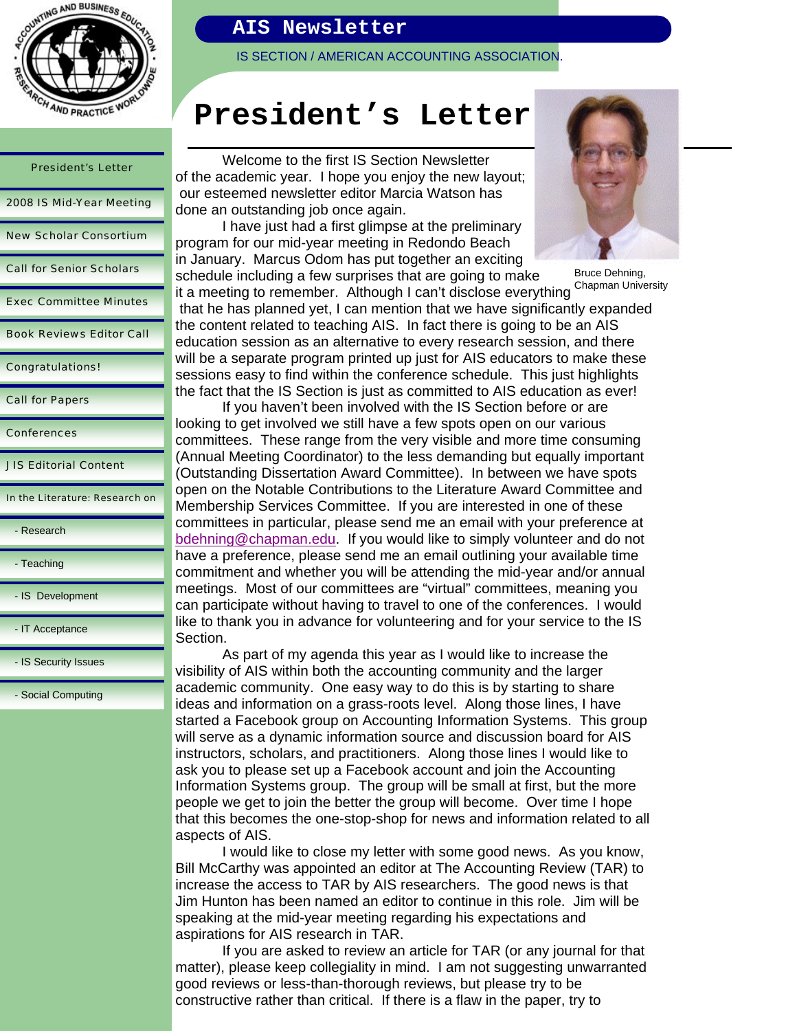# AIS Newsletter

IS SECTION / AMERICAN ACCOUNTING ASSOCIATION.

- President's Letter
- 2008 IS Mid-Year Meeting
- New Scholar Consortium
- Call for Senior Scholars
- Exec Committee Minutes
- Book Reviews Editor Call
- Congratulations!
- Call for Papers
- Conferences
- JIS Editorial Content
- In the Literature: Research on
  - Research
  - Teaching
  - IS Development
  - IT Acceptance
  - IS Security Issues
  - Social Computing

## President's Letter

Bruce Dehning, Chapman University

Welcome to the first IS Section Newsletter of the academic year. I hope you enjoy the new layout; our esteemed newsletter editor Marcia Watson has done an outstanding job once again.

I have just had a first glimpse at the preliminary program for our mid-year meeting in Redondo Beach in January. Marcus Odom has put together an exciting schedule including a few surprises that are going to make it a meeting to remember. Although I can't disclose everything that he has planned yet, I can mention that we have significantly expanded the content related to teaching AIS. In fact there is going to be an AIS education session as an alternative to every research session, and there will be a separate program printed up just for AIS educators to make these sessions easy to find within the conference schedule. This just highlights the fact that the IS Section is just as committed to AIS education as ever!

If you haven't been involved with the IS Section before or are looking to get involved we still have a few spots open on our various committees. These range from the very visible and more time consuming (Annual Meeting Coordinator) to the less demanding but equally important (Outstanding Dissertation Award Committee). In between we have spots open on the Notable Contributions to the Literature Award Committee and Membership Services Committee. If you are interested in one of these committees in particular, please send me an email with your preference at bdehning@chapman.edu. If you would like to simply volunteer and do not have a preference, please send me an email outlining your available time commitment and whether you will be attending the mid-year and/or annual meetings. Most of our committees are "virtual" committees, meaning you can participate without having to travel to one of the conferences. I would like to thank you in advance for volunteering and for your service to the IS Section.

As part of my agenda this year as I would like to increase the visibility of AIS within both the accounting community and the larger academic community. One easy way to do this is by starting to share ideas and information on a grass-roots level. Along those lines, I have started a Facebook group on Accounting Information Systems. This group will serve as a dynamic information source and discussion board for AIS instructors, scholars, and practitioners. Along those lines I would like to ask you to please set up a Facebook account and join the Accounting Information Systems group. The group will be small at first, but the more people we get to join the better the group will become. Over time I hope that this becomes the one-stop-shop for news and information related to all aspects of AIS.

I would like to close my letter with some good news. As you know, Bill McCarthy was appointed an editor at The Accounting Review (TAR) to increase the access to TAR by AIS researchers. The good news is that Jim Hunton has been named an editor to continue in this role. Jim will be speaking at the mid-year meeting regarding his expectations and aspirations for AIS research in TAR.

If you are asked to review an article for TAR (or any journal for that matter), please keep collegiality in mind. I am not suggesting unwarranted good reviews or less-than-thorough reviews, but please try to be constructive rather than critical. If there is a flaw in the paper, try to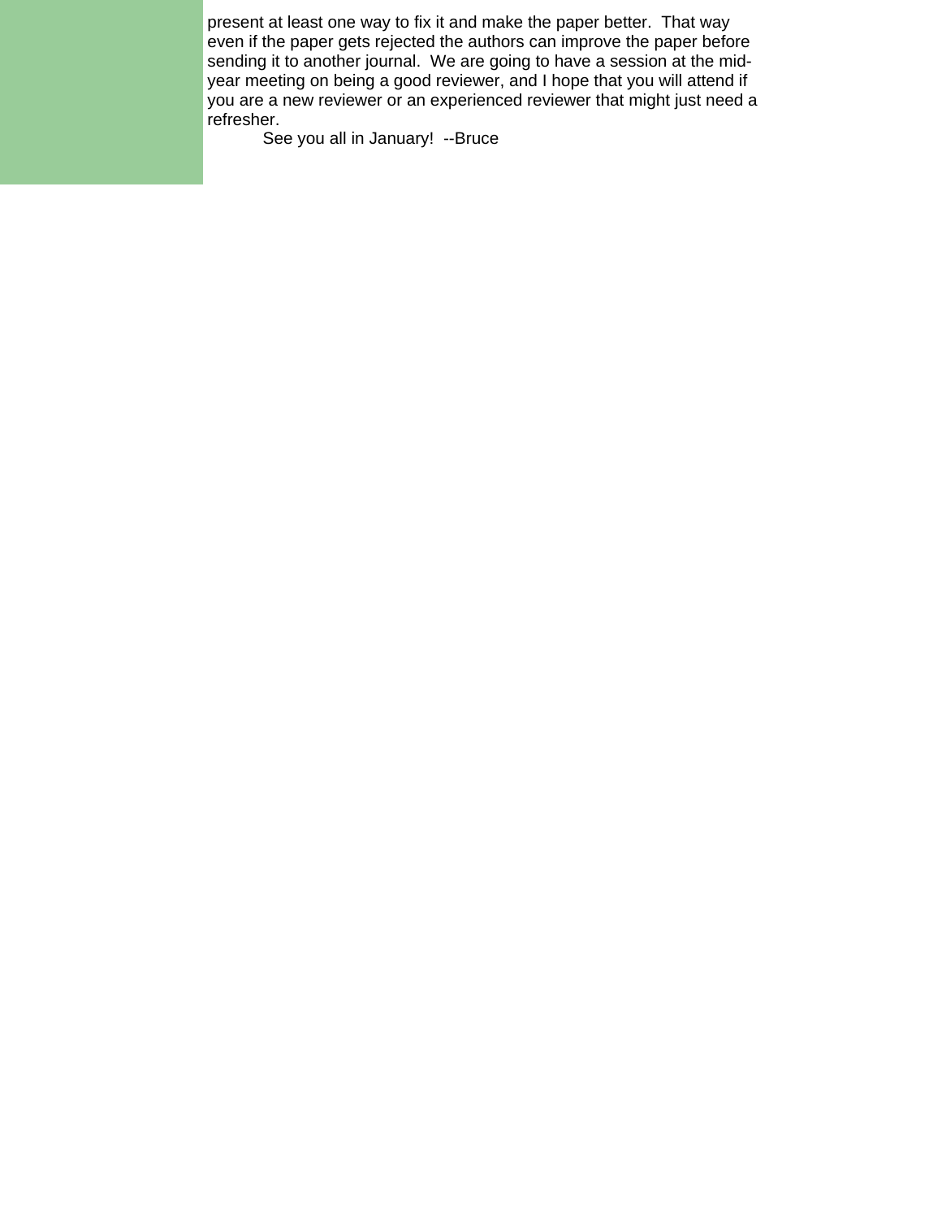present at least one way to fix it and make the paper better. That way even if the paper gets rejected the authors can improve the paper before sending it to another journal. We are going to have a session at the mid-year meeting on being a good reviewer, and I hope that you will attend if you are a new reviewer or an experienced reviewer that might just need a refresher.

See you all in January! --Bruce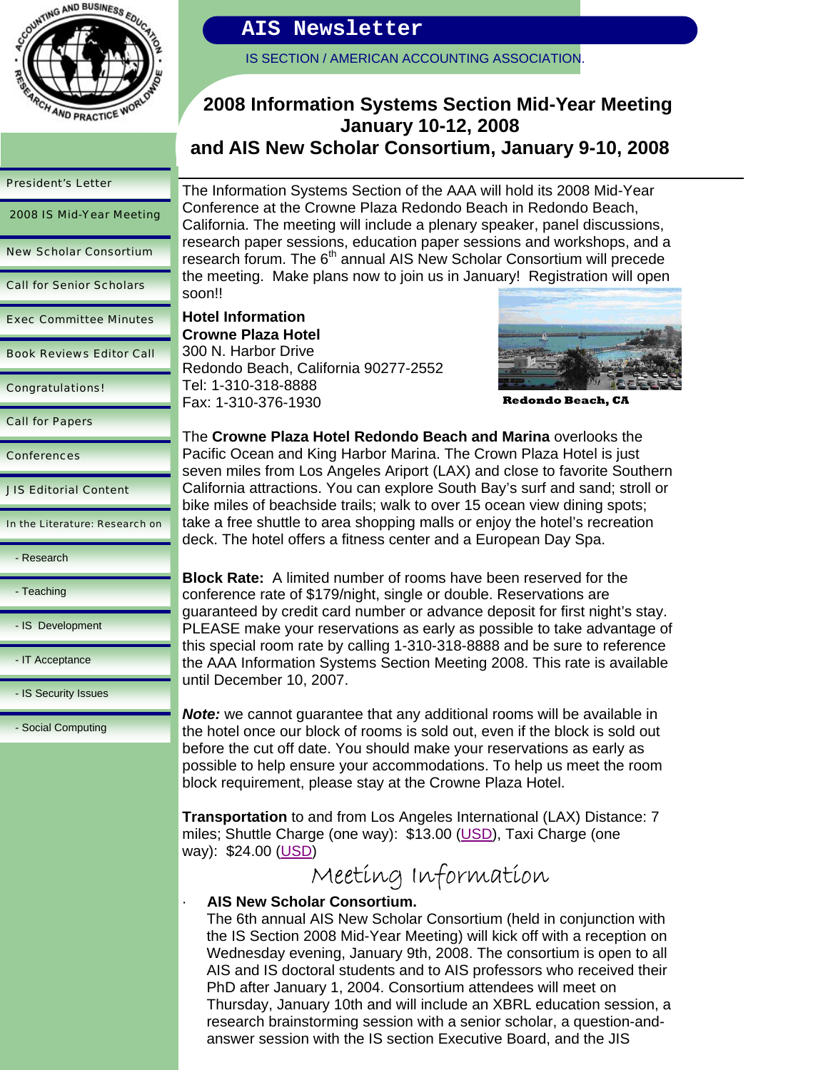# AIS Newsletter

IS SECTION / AMERICAN ACCOUNTING ASSOCIATION.

- President's Letter
- 2008 IS Mid-Year Meeting
- New Scholar Consortium
- Call for Senior Scholars
- Exec Committee Minutes
- Book Reviews Editor Call
- Congratulations!
- Call for Papers
- Conferences
- JIS Editorial Content
- In the Literature: Research on
  - Research
  - Teaching
  - IS Development
  - IT Acceptance
  - IS Security Issues
  - Social Computing

## 2008 Information Systems Section Mid-Year Meeting January 10-12, 2008 and AIS New Scholar Consortium, January 9-10, 2008

The Information Systems Section of the AAA will hold its 2008 Mid-Year Conference at the Crowne Plaza Redondo Beach in Redondo Beach, California. The meeting will include a plenary speaker, panel discussions, research paper sessions, education paper sessions and workshops, and a research forum. The 6th annual AIS New Scholar Consortium will precede the meeting. Make plans now to join us in January! Registration will open soon!!

**Hotel Information**
**Crowne Plaza Hotel**
300 N. Harbor Drive
Redondo Beach, California 90277-2552
Tel: 1-310-318-8888
Fax: 1-310-376-1930

**Redondo Beach, CA**

The **Crowne Plaza Hotel Redondo Beach and Marina** overlooks the Pacific Ocean and King Harbor Marina. The Crown Plaza Hotel is just seven miles from Los Angeles Ariport (LAX) and close to favorite Southern California attractions. You can explore South Bay's surf and sand; stroll or bike miles of beachside trails; walk to over 15 ocean view dining spots; take a free shuttle to area shopping malls or enjoy the hotel's recreation deck. The hotel offers a fitness center and a European Day Spa.

**Block Rate:** A limited number of rooms have been reserved for the conference rate of $179/night, single or double. Reservations are guaranteed by credit card number or advance deposit for first night's stay. PLEASE make your reservations as early as possible to take advantage of this special room rate by calling 1-310-318-8888 and be sure to reference the AAA Information Systems Section Meeting 2008. This rate is available until December 10, 2007.

***Note:*** we cannot guarantee that any additional rooms will be available in the hotel once our block of rooms is sold out, even if the block is sold out before the cut off date. You should make your reservations as early as possible to help ensure your accommodations. To help us meet the room block requirement, please stay at the Crowne Plaza Hotel.

**Transportation** to and from Los Angeles International (LAX) Distance: 7 miles; Shuttle Charge (one way): $13.00 (USD), Taxi Charge (one way): $24.00 (USD)

## Meeting Information

- **AIS New Scholar Consortium.**
  The 6th annual AIS New Scholar Consortium (held in conjunction with the IS Section 2008 Mid-Year Meeting) will kick off with a reception on Wednesday evening, January 9th, 2008. The consortium is open to all AIS and IS doctoral students and to AIS professors who received their PhD after January 1, 2004. Consortium attendees will meet on Thursday, January 10th and will include an XBRL education session, a research brainstorming session with a senior scholar, a question-and-answer session with the IS section Executive Board, and the JIS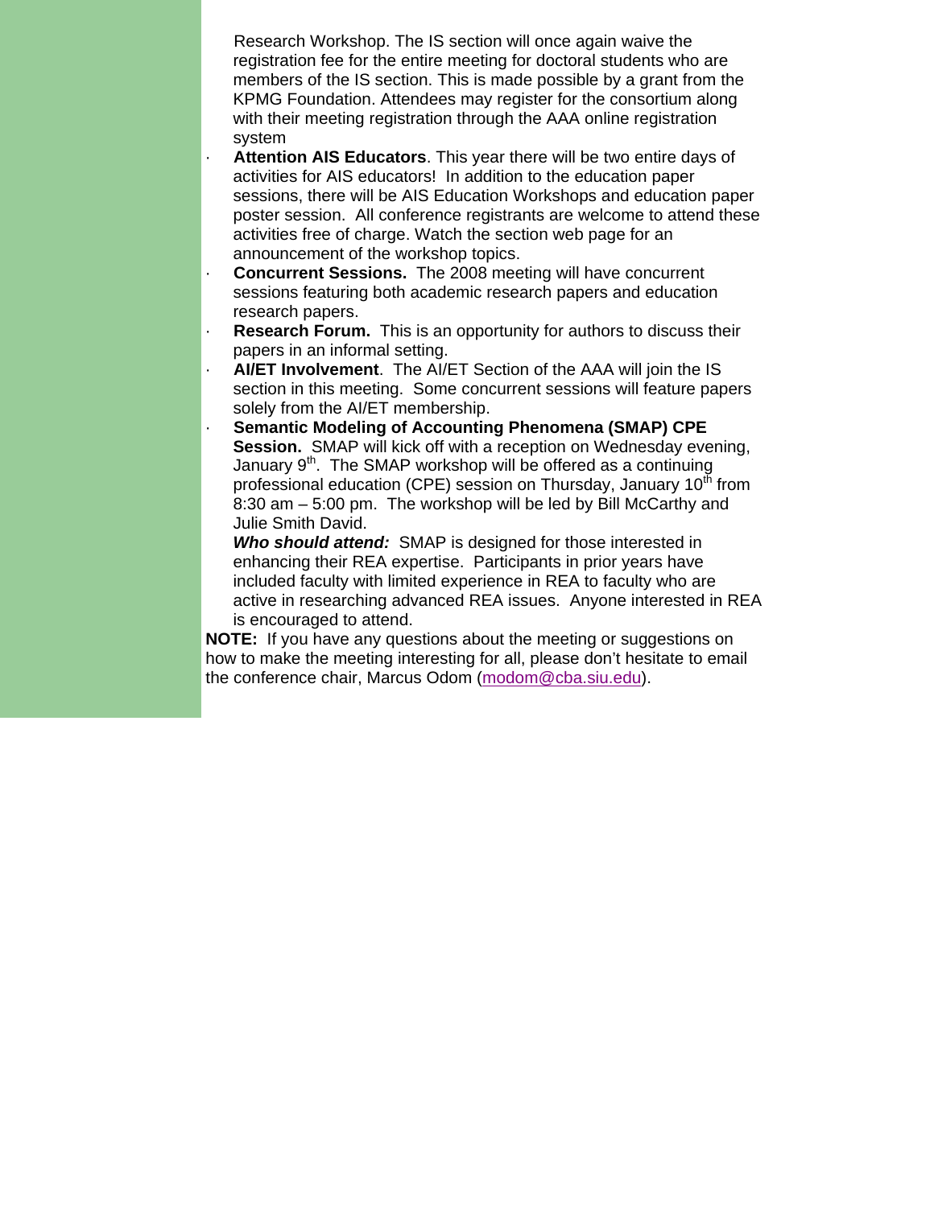Research Workshop. The IS section will once again waive the registration fee for the entire meeting for doctoral students who are members of the IS section. This is made possible by a grant from the KPMG Foundation. Attendees may register for the consortium along with their meeting registration through the AAA online registration system

- **Attention AIS Educators**. This year there will be two entire days of activities for AIS educators! In addition to the education paper sessions, there will be AIS Education Workshops and education paper poster session. All conference registrants are welcome to attend these activities free of charge. Watch the section web page for an announcement of the workshop topics.
- **Concurrent Sessions.** The 2008 meeting will have concurrent sessions featuring both academic research papers and education research papers.
- **Research Forum.** This is an opportunity for authors to discuss their papers in an informal setting.
- **AI/ET Involvement**. The AI/ET Section of the AAA will join the IS section in this meeting. Some concurrent sessions will feature papers solely from the AI/ET membership.
- **Semantic Modeling of Accounting Phenomena (SMAP) CPE Session.** SMAP will kick off with a reception on Wednesday evening, January 9th. The SMAP workshop will be offered as a continuing professional education (CPE) session on Thursday, January 10th from 8:30 am – 5:00 pm. The workshop will be led by Bill McCarthy and Julie Smith David.

  ***Who should attend:*** SMAP is designed for those interested in enhancing their REA expertise. Participants in prior years have included faculty with limited experience in REA to faculty who are active in researching advanced REA issues. Anyone interested in REA is encouraged to attend.

**NOTE:** If you have any questions about the meeting or suggestions on how to make the meeting interesting for all, please don't hesitate to email the conference chair, Marcus Odom (modom@cba.siu.edu).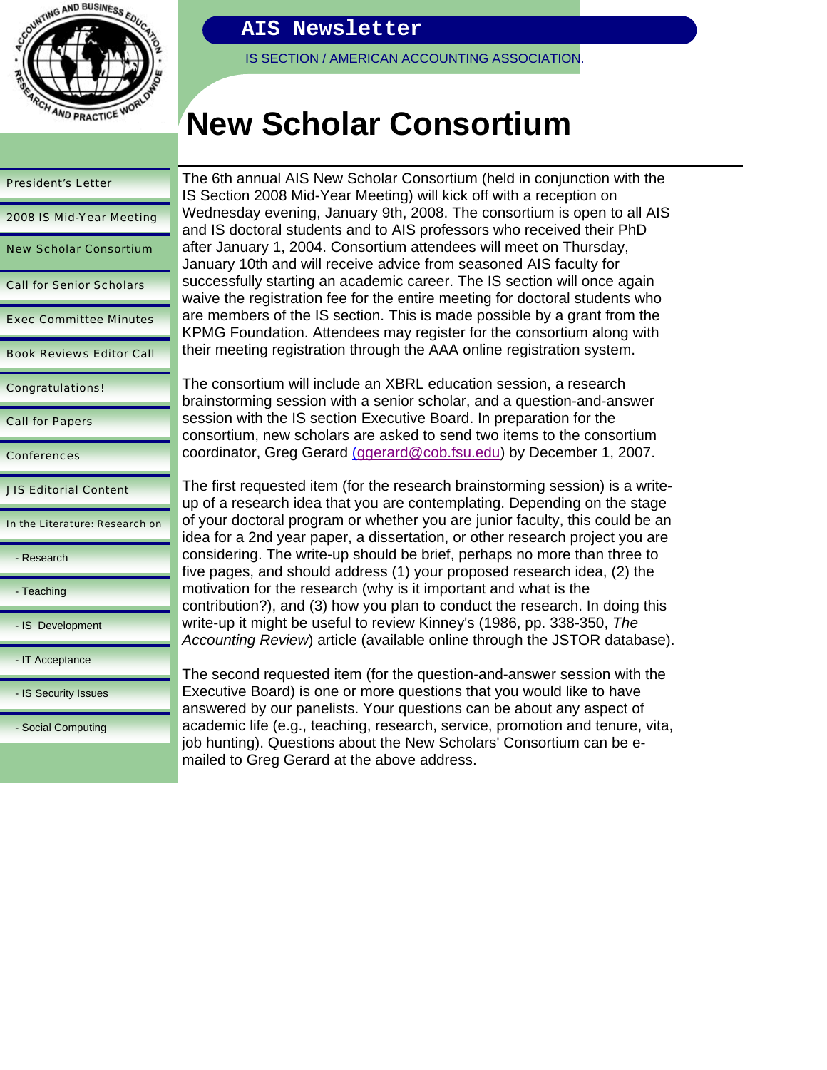# New Scholar Consortium

The 6th annual AIS New Scholar Consortium (held in conjunction with the IS Section 2008 Mid-Year Meeting) will kick off with a reception on Wednesday evening, January 9th, 2008. The consortium is open to all AIS and IS doctoral students and to AIS professors who received their PhD after January 1, 2004. Consortium attendees will meet on Thursday, January 10th and will receive advice from seasoned AIS faculty for successfully starting an academic career. The IS section will once again waive the registration fee for the entire meeting for doctoral students who are members of the IS section. This is made possible by a grant from the KPMG Foundation. Attendees may register for the consortium along with their meeting registration through the AAA online registration system.

The consortium will include an XBRL education session, a research brainstorming session with a senior scholar, and a question-and-answer session with the IS section Executive Board. In preparation for the consortium, new scholars are asked to send two items to the consortium coordinator, Greg Gerard (ggerard@cob.fsu.edu) by December 1, 2007.

The first requested item (for the research brainstorming session) is a write-up of a research idea that you are contemplating. Depending on the stage of your doctoral program or whether you are junior faculty, this could be an idea for a 2nd year paper, a dissertation, or other research project you are considering. The write-up should be brief, perhaps no more than three to five pages, and should address (1) your proposed research idea, (2) the motivation for the research (why is it important and what is the contribution?), and (3) how you plan to conduct the research. In doing this write-up it might be useful to review Kinney's (1986, pp. 338-350, *The Accounting Review*) article (available online through the JSTOR database).

The second requested item (for the question-and-answer session with the Executive Board) is one or more questions that you would like to have answered by our panelists. Your questions can be about any aspect of academic life (e.g., teaching, research, service, promotion and tenure, vita, job hunting). Questions about the New Scholars' Consortium can be e-mailed to Greg Gerard at the above address.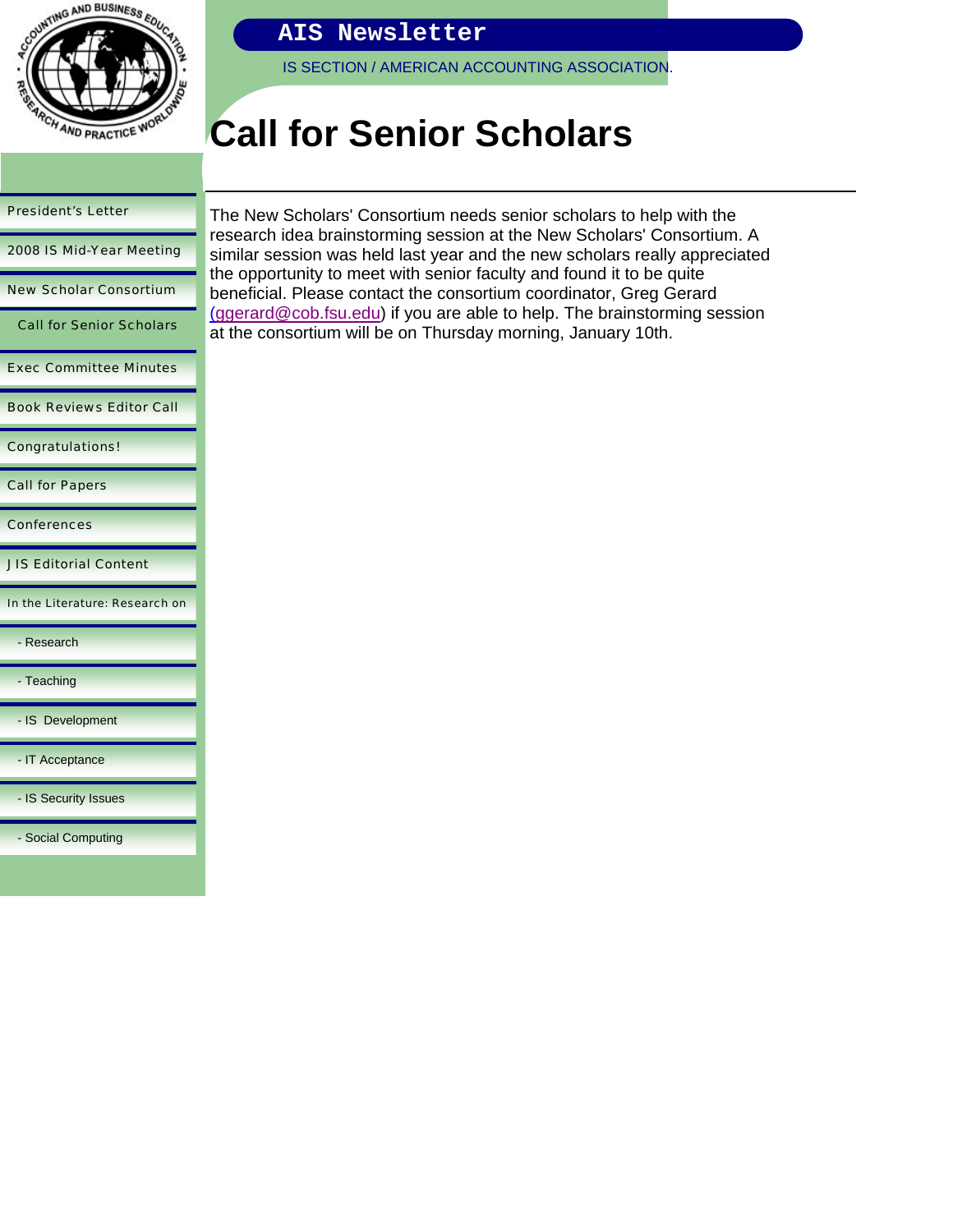# Call for Senior Scholars

The New Scholars' Consortium needs senior scholars to help with the research idea brainstorming session at the New Scholars' Consortium. A similar session was held last year and the new scholars really appreciated the opportunity to meet with senior faculty and found it to be quite beneficial. Please contact the consortium coordinator, Greg Gerard (ggerard@cob.fsu.edu) if you are able to help. The brainstorming session at the consortium will be on Thursday morning, January 10th.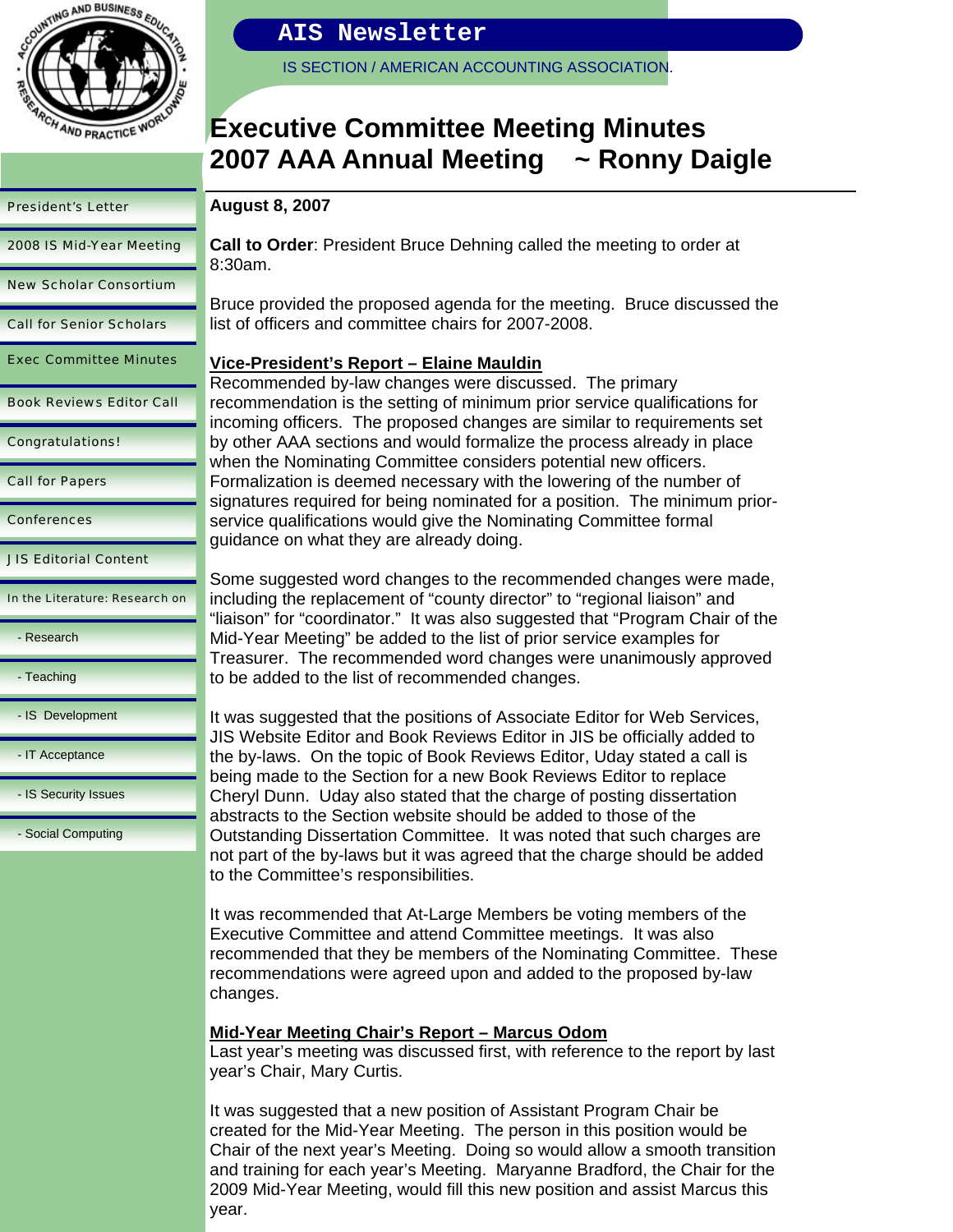# Executive Committee Meeting Minutes 2007 AAA Annual Meeting ~ Ronny Daigle

**August 8, 2007**

**Call to Order**: President Bruce Dehning called the meeting to order at 8:30am.

Bruce provided the proposed agenda for the meeting. Bruce discussed the list of officers and committee chairs for 2007-2008.

**Vice-President's Report – Elaine Mauldin**

Recommended by-law changes were discussed. The primary recommendation is the setting of minimum prior service qualifications for incoming officers. The proposed changes are similar to requirements set by other AAA sections and would formalize the process already in place when the Nominating Committee considers potential new officers. Formalization is deemed necessary with the lowering of the number of signatures required for being nominated for a position. The minimum prior-service qualifications would give the Nominating Committee formal guidance on what they are already doing.

Some suggested word changes to the recommended changes were made, including the replacement of "county director" to "regional liaison" and "liaison" for "coordinator." It was also suggested that "Program Chair of the Mid-Year Meeting" be added to the list of prior service examples for Treasurer. The recommended word changes were unanimously approved to be added to the list of recommended changes.

It was suggested that the positions of Associate Editor for Web Services, JIS Website Editor and Book Reviews Editor in JIS be officially added to the by-laws. On the topic of Book Reviews Editor, Uday stated a call is being made to the Section for a new Book Reviews Editor to replace Cheryl Dunn. Uday also stated that the charge of posting dissertation abstracts to the Section website should be added to those of the Outstanding Dissertation Committee. It was noted that such charges are not part of the by-laws but it was agreed that the charge should be added to the Committee's responsibilities.

It was recommended that At-Large Members be voting members of the Executive Committee and attend Committee meetings. It was also recommended that they be members of the Nominating Committee. These recommendations were agreed upon and added to the proposed by-law changes.

**Mid-Year Meeting Chair's Report – Marcus Odom**

Last year's meeting was discussed first, with reference to the report by last year's Chair, Mary Curtis.

It was suggested that a new position of Assistant Program Chair be created for the Mid-Year Meeting. The person in this position would be Chair of the next year's Meeting. Doing so would allow a smooth transition and training for each year's Meeting. Maryanne Bradford, the Chair for the 2009 Mid-Year Meeting, would fill this new position and assist Marcus this year.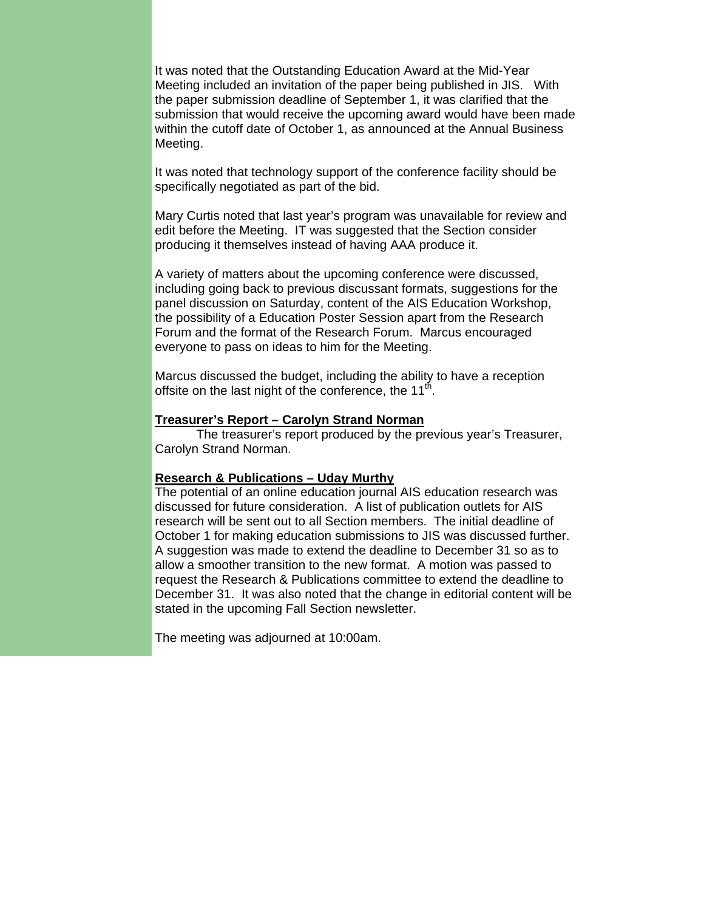It was noted that the Outstanding Education Award at the Mid-Year Meeting included an invitation of the paper being published in JIS. With the paper submission deadline of September 1, it was clarified that the submission that would receive the upcoming award would have been made within the cutoff date of October 1, as announced at the Annual Business Meeting.

It was noted that technology support of the conference facility should be specifically negotiated as part of the bid.

Mary Curtis noted that last year's program was unavailable for review and edit before the Meeting. IT was suggested that the Section consider producing it themselves instead of having AAA produce it.

A variety of matters about the upcoming conference were discussed, including going back to previous discussant formats, suggestions for the panel discussion on Saturday, content of the AIS Education Workshop, the possibility of a Education Poster Session apart from the Research Forum and the format of the Research Forum. Marcus encouraged everyone to pass on ideas to him for the Meeting.

Marcus discussed the budget, including the ability to have a reception offsite on the last night of the conference, the 11th.

**Treasurer's Report – Carolyn Strand Norman**

The treasurer's report produced by the previous year's Treasurer, Carolyn Strand Norman.

**Research & Publications – Uday Murthy**

The potential of an online education journal AIS education research was discussed for future consideration. A list of publication outlets for AIS research will be sent out to all Section members. The initial deadline of October 1 for making education submissions to JIS was discussed further. A suggestion was made to extend the deadline to December 31 so as to allow a smoother transition to the new format. A motion was passed to request the Research & Publications committee to extend the deadline to December 31. It was also noted that the change in editorial content will be stated in the upcoming Fall Section newsletter.

The meeting was adjourned at 10:00am.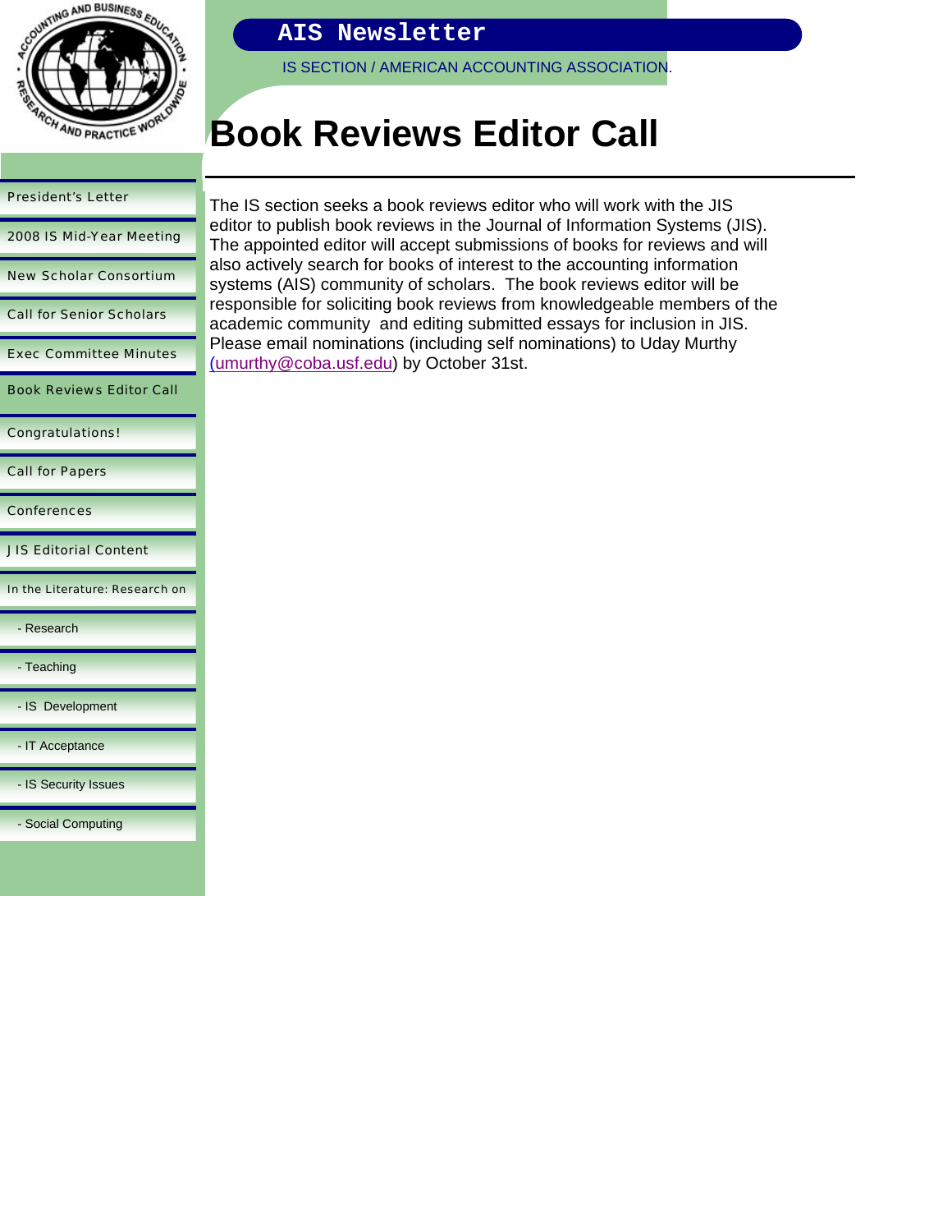# Book Reviews Editor Call

The IS section seeks a book reviews editor who will work with the JIS editor to publish book reviews in the Journal of Information Systems (JIS). The appointed editor will accept submissions of books for reviews and will also actively search for books of interest to the accounting information systems (AIS) community of scholars. The book reviews editor will be responsible for soliciting book reviews from knowledgeable members of the academic community and editing submitted essays for inclusion in JIS. Please email nominations (including self nominations) to Uday Murthy (umurthy@coba.usf.edu) by October 31st.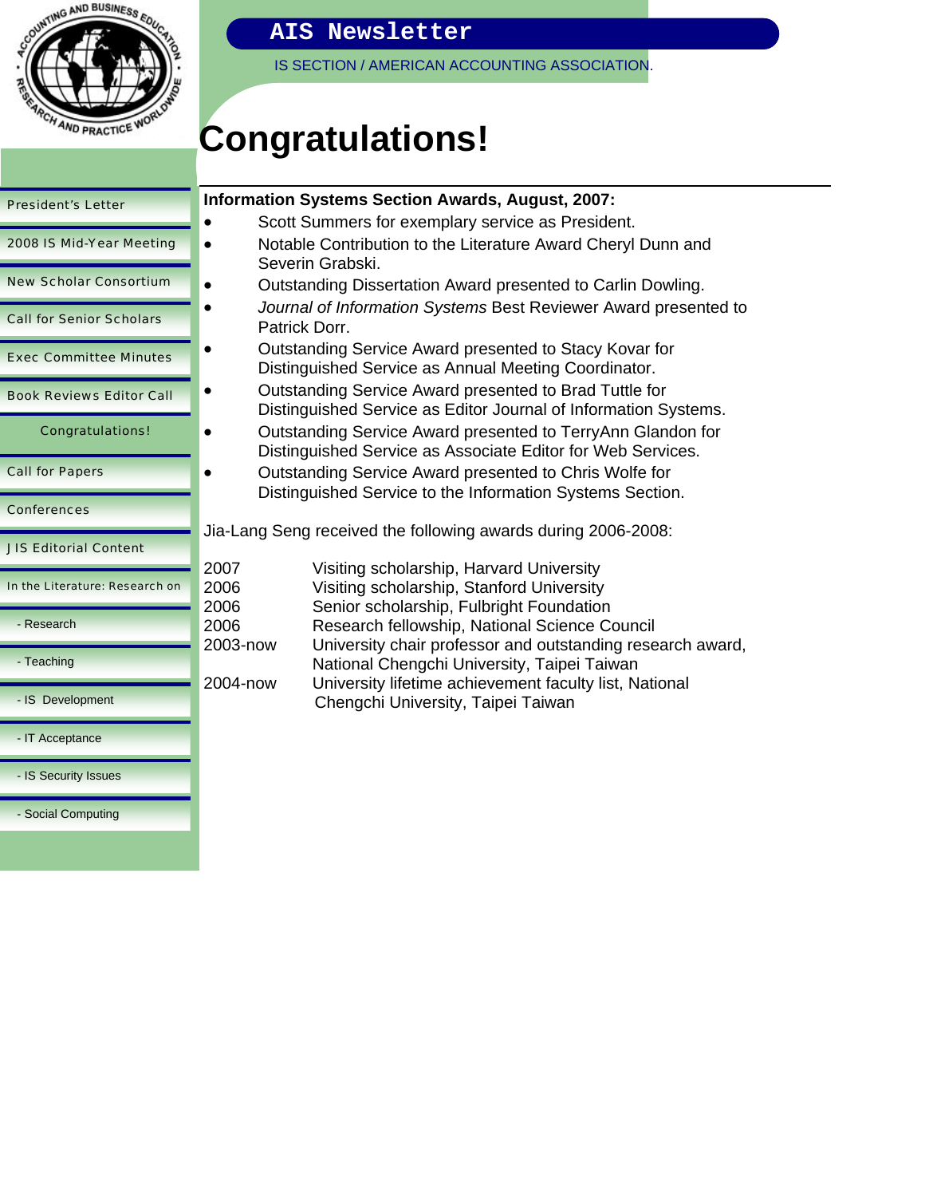# Congratulations!

**Information Systems Section Awards, August, 2007:**

- Scott Summers for exemplary service as President.
- Notable Contribution to the Literature Award Cheryl Dunn and Severin Grabski.
- Outstanding Dissertation Award presented to Carlin Dowling.
- *Journal of Information Systems* Best Reviewer Award presented to Patrick Dorr.
- Outstanding Service Award presented to Stacy Kovar for Distinguished Service as Annual Meeting Coordinator.
- Outstanding Service Award presented to Brad Tuttle for Distinguished Service as Editor Journal of Information Systems.
- Outstanding Service Award presented to TerryAnn Glandon for Distinguished Service as Associate Editor for Web Services.
- Outstanding Service Award presented to Chris Wolfe for Distinguished Service to the Information Systems Section.

Jia-Lang Seng received the following awards during 2006-2008:

| | |
|---|---|
| 2007 | Visiting scholarship, Harvard University |
| 2006 | Visiting scholarship, Stanford University |
| 2006 | Senior scholarship, Fulbright Foundation |
| 2006 | Research fellowship, National Science Council |
| 2003-now | University chair professor and outstanding research award, National Chengchi University, Taipei Taiwan |
| 2004-now | University lifetime achievement faculty list, National Chengchi University, Taipei Taiwan |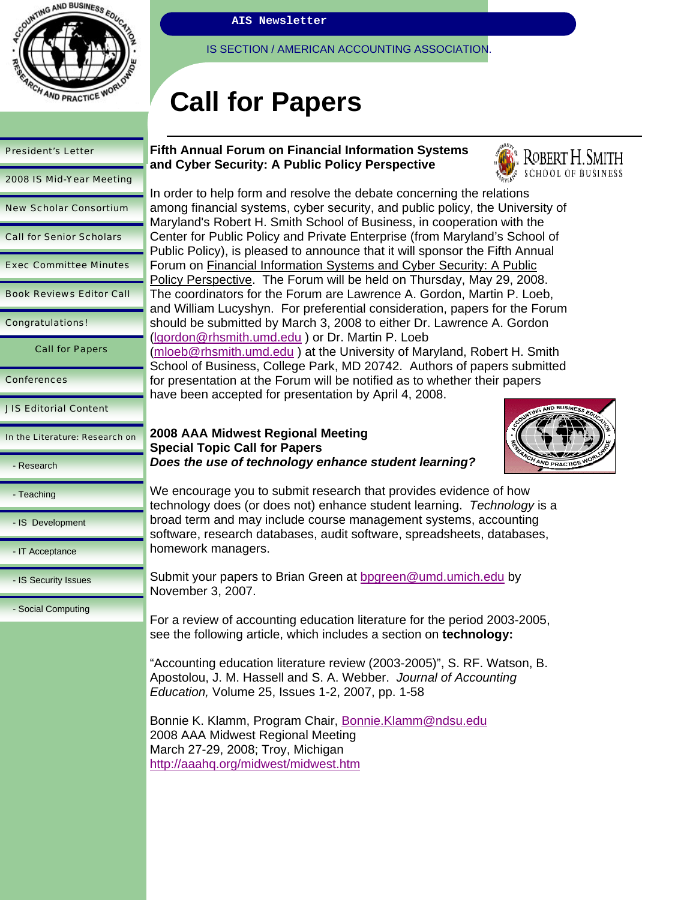# Call for Papers

**Fifth Annual Forum on Financial Information Systems and Cyber Security: A Public Policy Perspective**

In order to help form and resolve the debate concerning the relations among financial systems, cyber security, and public policy, the University of Maryland's Robert H. Smith School of Business, in cooperation with the Center for Public Policy and Private Enterprise (from Maryland's School of Public Policy), is pleased to announce that it will sponsor the Fifth Annual Forum on Financial Information Systems and Cyber Security: A Public Policy Perspective. The Forum will be held on Thursday, May 29, 2008. The coordinators for the Forum are Lawrence A. Gordon, Martin P. Loeb, and William Lucyshyn. For preferential consideration, papers for the Forum should be submitted by March 3, 2008 to either Dr. Lawrence A. Gordon (lgordon@rhsmith.umd.edu ) or Dr. Martin P. Loeb (mloeb@rhsmith.umd.edu ) at the University of Maryland, Robert H. Smith School of Business, College Park, MD 20742. Authors of papers submitted for presentation at the Forum will be notified as to whether their papers have been accepted for presentation by April 4, 2008.

**2008 AAA Midwest Regional Meeting**
**Special Topic Call for Papers**
***Does the use of technology enhance student learning?***

We encourage you to submit research that provides evidence of how technology does (or does not) enhance student learning. *Technology* is a broad term and may include course management systems, accounting software, research databases, audit software, spreadsheets, databases, homework managers.

Submit your papers to Brian Green at bpgreen@umd.umich.edu by November 3, 2007.

For a review of accounting education literature for the period 2003-2005, see the following article, which includes a section on **technology:**

"Accounting education literature review (2003-2005)", S. RF. Watson, B. Apostolou, J. M. Hassell and S. A. Webber. *Journal of Accounting Education,* Volume 25, Issues 1-2, 2007, pp. 1-58

Bonnie K. Klamm, Program Chair, Bonnie.Klamm@ndsu.edu
2008 AAA Midwest Regional Meeting
March 27-29, 2008; Troy, Michigan
http://aaahq.org/midwest/midwest.htm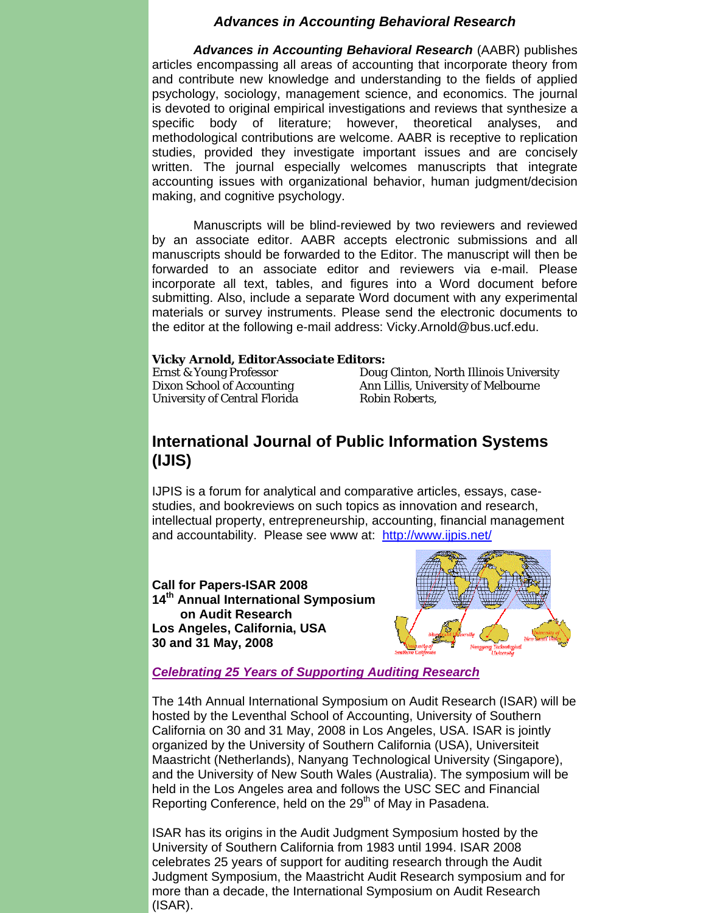## *Advances in Accounting Behavioral Research*

***Advances in Accounting Behavioral Research*** (AABR) publishes articles encompassing all areas of accounting that incorporate theory from and contribute new knowledge and understanding to the fields of applied psychology, sociology, management science, and economics. The journal is devoted to original empirical investigations and reviews that synthesize a specific body of literature; however, theoretical analyses, and methodological contributions are welcome. AABR is receptive to replication studies, provided they investigate important issues and are concisely written. The journal especially welcomes manuscripts that integrate accounting issues with organizational behavior, human judgment/decision making, and cognitive psychology.

Manuscripts will be blind-reviewed by two reviewers and reviewed by an associate editor. AABR accepts electronic submissions and all manuscripts should be forwarded to the Editor. The manuscript will then be forwarded to an associate editor and reviewers via e-mail. Please incorporate all text, tables, and figures into a Word document before submitting. Also, include a separate Word document with any experimental materials or survey instruments. Please send the electronic documents to the editor at the following e-mail address: Vicky.Arnold@bus.ucf.edu.

**Vicky Arnold, Editor**
Ernst & Young Professor
Dixon School of Accounting
University of Central Florida

**Associate Editors:**
Doug Clinton, North Illinois University
Ann Lillis, University of Melbourne
Robin Roberts,

## International Journal of Public Information Systems (IJIS)

IJPIS is a forum for analytical and comparative articles, essays, case-studies, and bookreviews on such topics as innovation and research, intellectual property, entrepreneurship, accounting, financial management and accountability. Please see www at: http://www.ijpis.net/

**Call for Papers-ISAR 2008**
**14th Annual International Symposium on Audit Research**
**Los Angeles, California, USA**
**30 and 31 May, 2008**

***Celebrating 25 Years of Supporting Auditing Research***

The 14th Annual International Symposium on Audit Research (ISAR) will be hosted by the Leventhal School of Accounting, University of Southern California on 30 and 31 May, 2008 in Los Angeles, USA. ISAR is jointly organized by the University of Southern California (USA), Universiteit Maastricht (Netherlands), Nanyang Technological University (Singapore), and the University of New South Wales (Australia). The symposium will be held in the Los Angeles area and follows the USC SEC and Financial Reporting Conference, held on the 29th of May in Pasadena.

ISAR has its origins in the Audit Judgment Symposium hosted by the University of Southern California from 1983 until 1994. ISAR 2008 celebrates 25 years of support for auditing research through the Audit Judgment Symposium, the Maastricht Audit Research symposium and for more than a decade, the International Symposium on Audit Research (ISAR).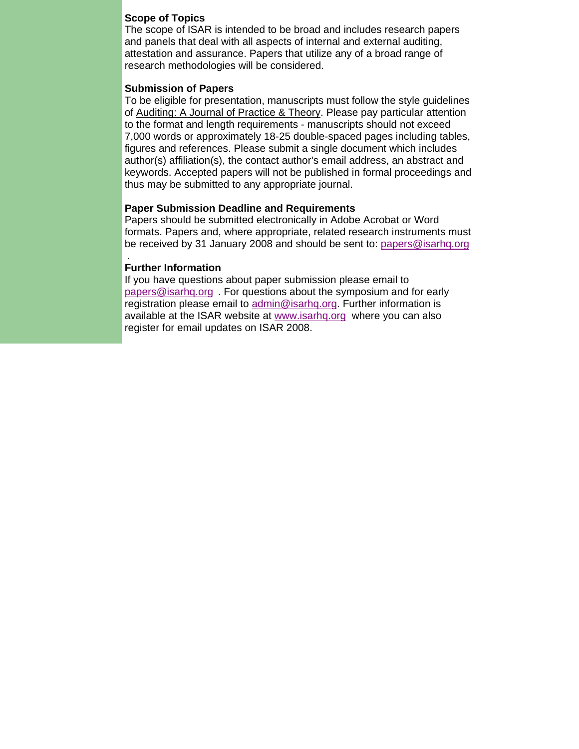**Scope of Topics**
The scope of ISAR is intended to be broad and includes research papers and panels that deal with all aspects of internal and external auditing, attestation and assurance. Papers that utilize any of a broad range of research methodologies will be considered.

**Submission of Papers**
To be eligible for presentation, manuscripts must follow the style guidelines of Auditing: A Journal of Practice & Theory. Please pay particular attention to the format and length requirements - manuscripts should not exceed 7,000 words or approximately 18-25 double-spaced pages including tables, figures and references. Please submit a single document which includes author(s) affiliation(s), the contact author's email address, an abstract and keywords. Accepted papers will not be published in formal proceedings and thus may be submitted to any appropriate journal.

**Paper Submission Deadline and Requirements**
Papers should be submitted electronically in Adobe Acrobat or Word formats. Papers and, where appropriate, related research instruments must be received by 31 January 2008 and should be sent to: papers@isarhq.org .

**Further Information**
If you have questions about paper submission please email to papers@isarhq.org . For questions about the symposium and for early registration please email to admin@isarhq.org. Further information is available at the ISAR website at www.isarhq.org where you can also register for email updates on ISAR 2008.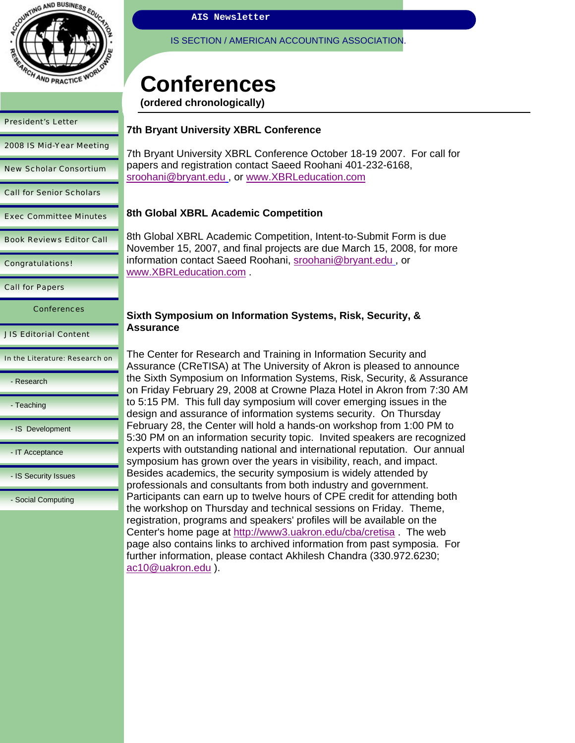# Conferences

**(ordered chronologically)**

### 7th Bryant University XBRL Conference

7th Bryant University XBRL Conference October 18-19 2007. For call for papers and registration contact Saeed Roohani 401-232-6168, sroohani@bryant.edu , or www.XBRLeducation.com

### 8th Global XBRL Academic Competition

8th Global XBRL Academic Competition, Intent-to-Submit Form is due November 15, 2007, and final projects are due March 15, 2008, for more information contact Saeed Roohani, sroohani@bryant.edu , or www.XBRLeducation.com .

### Sixth Symposium on Information Systems, Risk, Security, & Assurance

The Center for Research and Training in Information Security and Assurance (CReTISA) at The University of Akron is pleased to announce the Sixth Symposium on Information Systems, Risk, Security, & Assurance on Friday February 29, 2008 at Crowne Plaza Hotel in Akron from 7:30 AM to 5:15 PM. This full day symposium will cover emerging issues in the design and assurance of information systems security. On Thursday February 28, the Center will hold a hands-on workshop from 1:00 PM to 5:30 PM on an information security topic. Invited speakers are recognized experts with outstanding national and international reputation. Our annual symposium has grown over the years in visibility, reach, and impact. Besides academics, the security symposium is widely attended by professionals and consultants from both industry and government. Participants can earn up to twelve hours of CPE credit for attending both the workshop on Thursday and technical sessions on Friday. Theme, registration, programs and speakers' profiles will be available on the Center's home page at http://www3.uakron.edu/cba/cretisa . The web page also contains links to archived information from past symposia. For further information, please contact Akhilesh Chandra (330.972.6230; ac10@uakron.edu ).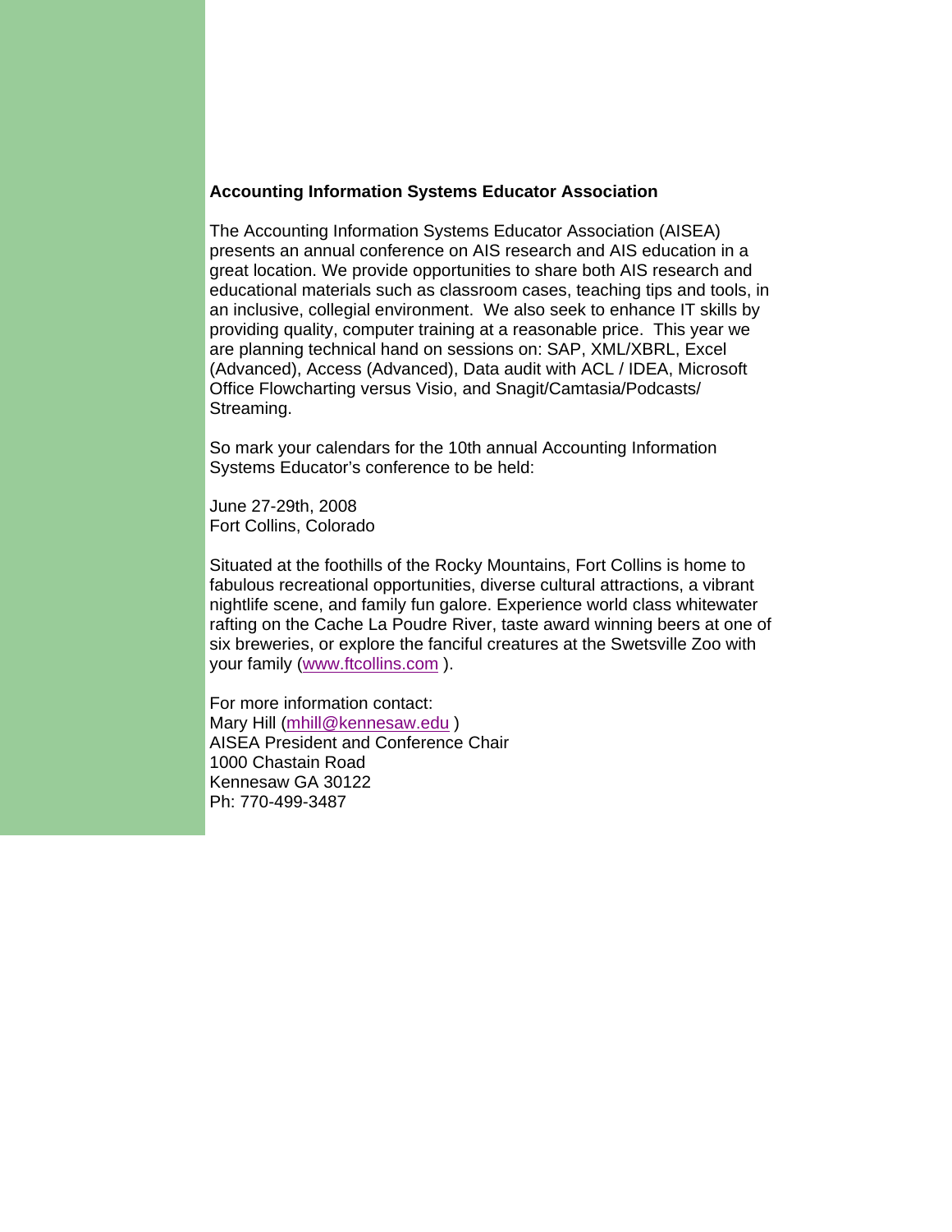**Accounting Information Systems Educator Association**

The Accounting Information Systems Educator Association (AISEA) presents an annual conference on AIS research and AIS education in a great location. We provide opportunities to share both AIS research and educational materials such as classroom cases, teaching tips and tools, in an inclusive, collegial environment. We also seek to enhance IT skills by providing quality, computer training at a reasonable price. This year we are planning technical hand on sessions on: SAP, XML/XBRL, Excel (Advanced), Access (Advanced), Data audit with ACL / IDEA, Microsoft Office Flowcharting versus Visio, and Snagit/Camtasia/Podcasts/ Streaming.

So mark your calendars for the 10th annual Accounting Information Systems Educator's conference to be held:

June 27-29th, 2008
Fort Collins, Colorado

Situated at the foothills of the Rocky Mountains, Fort Collins is home to fabulous recreational opportunities, diverse cultural attractions, a vibrant nightlife scene, and family fun galore. Experience world class whitewater rafting on the Cache La Poudre River, taste award winning beers at one of six breweries, or explore the fanciful creatures at the Swetsville Zoo with your family (www.ftcollins.com ).

For more information contact:
Mary Hill (mhill@kennesaw.edu )
AISEA President and Conference Chair
1000 Chastain Road
Kennesaw GA 30122
Ph: 770-499-3487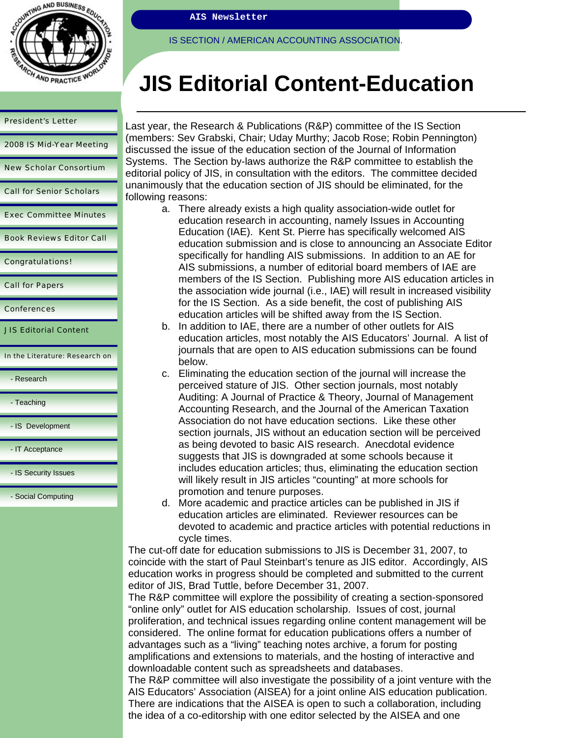# JIS Editorial Content-Education

Last year, the Research & Publications (R&P) committee of the IS Section (members: Sev Grabski, Chair; Uday Murthy; Jacob Rose; Robin Pennington) discussed the issue of the education section of the Journal of Information Systems. The Section by-laws authorize the R&P committee to establish the editorial policy of JIS, in consultation with the editors. The committee decided unanimously that the education section of JIS should be eliminated, for the following reasons:

a. There already exists a high quality association-wide outlet for education research in accounting, namely Issues in Accounting Education (IAE). Kent St. Pierre has specifically welcomed AIS education submission and is close to announcing an Associate Editor specifically for handling AIS submissions. In addition to an AE for AIS submissions, a number of editorial board members of IAE are members of the IS Section. Publishing more AIS education articles in the association wide journal (i.e., IAE) will result in increased visibility for the IS Section. As a side benefit, the cost of publishing AIS education articles will be shifted away from the IS Section.
b. In addition to IAE, there are a number of other outlets for AIS education articles, most notably the AIS Educators' Journal. A list of journals that are open to AIS education submissions can be found below.
c. Eliminating the education section of the journal will increase the perceived stature of JIS. Other section journals, most notably Auditing: A Journal of Practice & Theory, Journal of Management Accounting Research, and the Journal of the American Taxation Association do not have education sections. Like these other section journals, JIS without an education section will be perceived as being devoted to basic AIS research. Anecdotal evidence suggests that JIS is downgraded at some schools because it includes education articles; thus, eliminating the education section will likely result in JIS articles "counting" at more schools for promotion and tenure purposes.
d. More academic and practice articles can be published in JIS if education articles are eliminated. Reviewer resources can be devoted to academic and practice articles with potential reductions in cycle times.

The cut-off date for education submissions to JIS is December 31, 2007, to coincide with the start of Paul Steinbart's tenure as JIS editor. Accordingly, AIS education works in progress should be completed and submitted to the current editor of JIS, Brad Tuttle, before December 31, 2007.

The R&P committee will explore the possibility of creating a section-sponsored "online only" outlet for AIS education scholarship. Issues of cost, journal proliferation, and technical issues regarding online content management will be considered. The online format for education publications offers a number of advantages such as a "living" teaching notes archive, a forum for posting amplifications and extensions to materials, and the hosting of interactive and downloadable content such as spreadsheets and databases.

The R&P committee will also investigate the possibility of a joint venture with the AIS Educators' Association (AISEA) for a joint online AIS education publication. There are indications that the AISEA is open to such a collaboration, including the idea of a co-editorship with one editor selected by the AISEA and one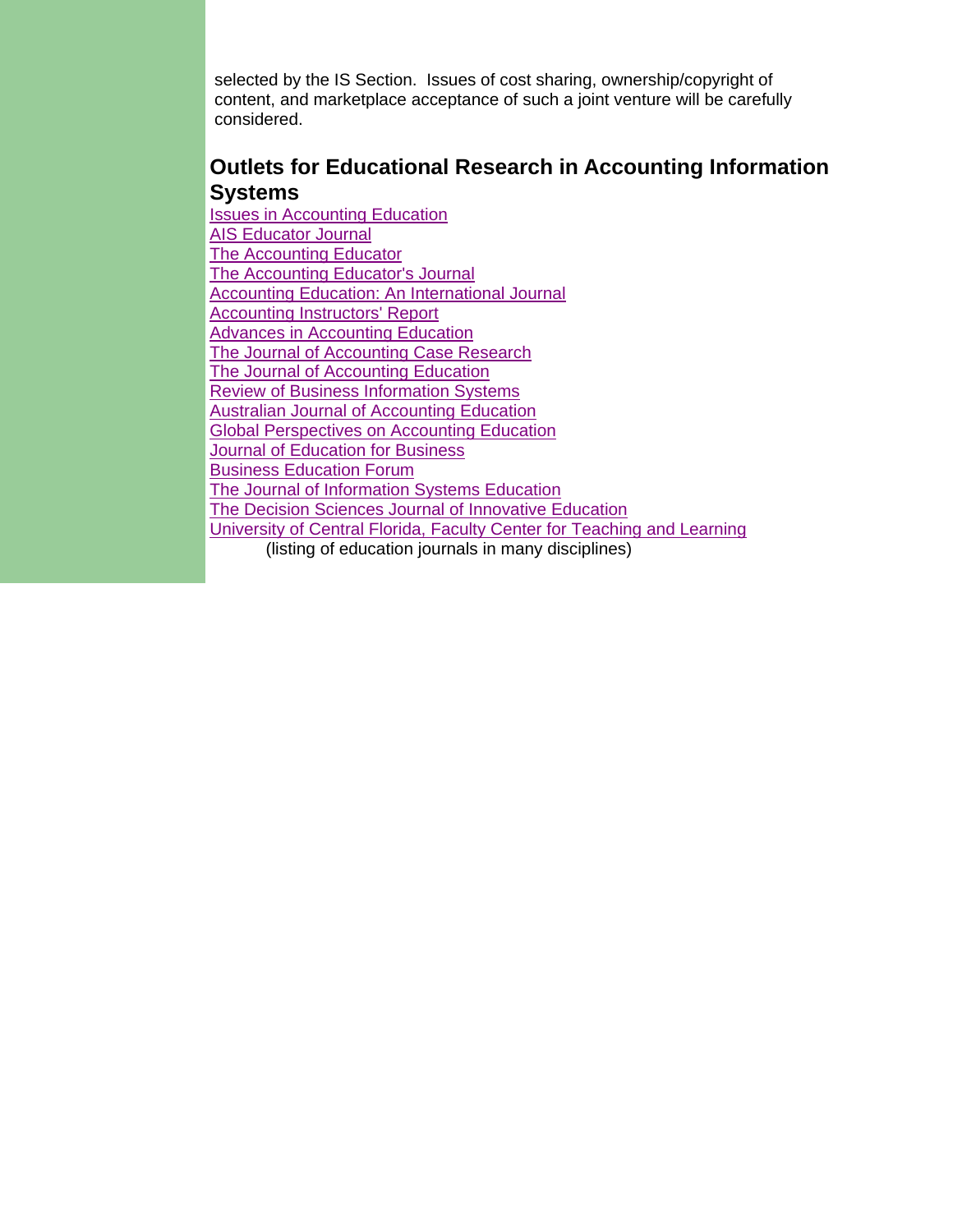selected by the IS Section. Issues of cost sharing, ownership/copyright of content, and marketplace acceptance of such a joint venture will be carefully considered.

## Outlets for Educational Research in Accounting Information Systems

Issues in Accounting Education
AIS Educator Journal
The Accounting Educator
The Accounting Educator's Journal
Accounting Education: An International Journal
Accounting Instructors' Report
Advances in Accounting Education
The Journal of Accounting Case Research
The Journal of Accounting Education
Review of Business Information Systems
Australian Journal of Accounting Education
Global Perspectives on Accounting Education
Journal of Education for Business
Business Education Forum
The Journal of Information Systems Education
The Decision Sciences Journal of Innovative Education
University of Central Florida, Faculty Center for Teaching and Learning
(listing of education journals in many disciplines)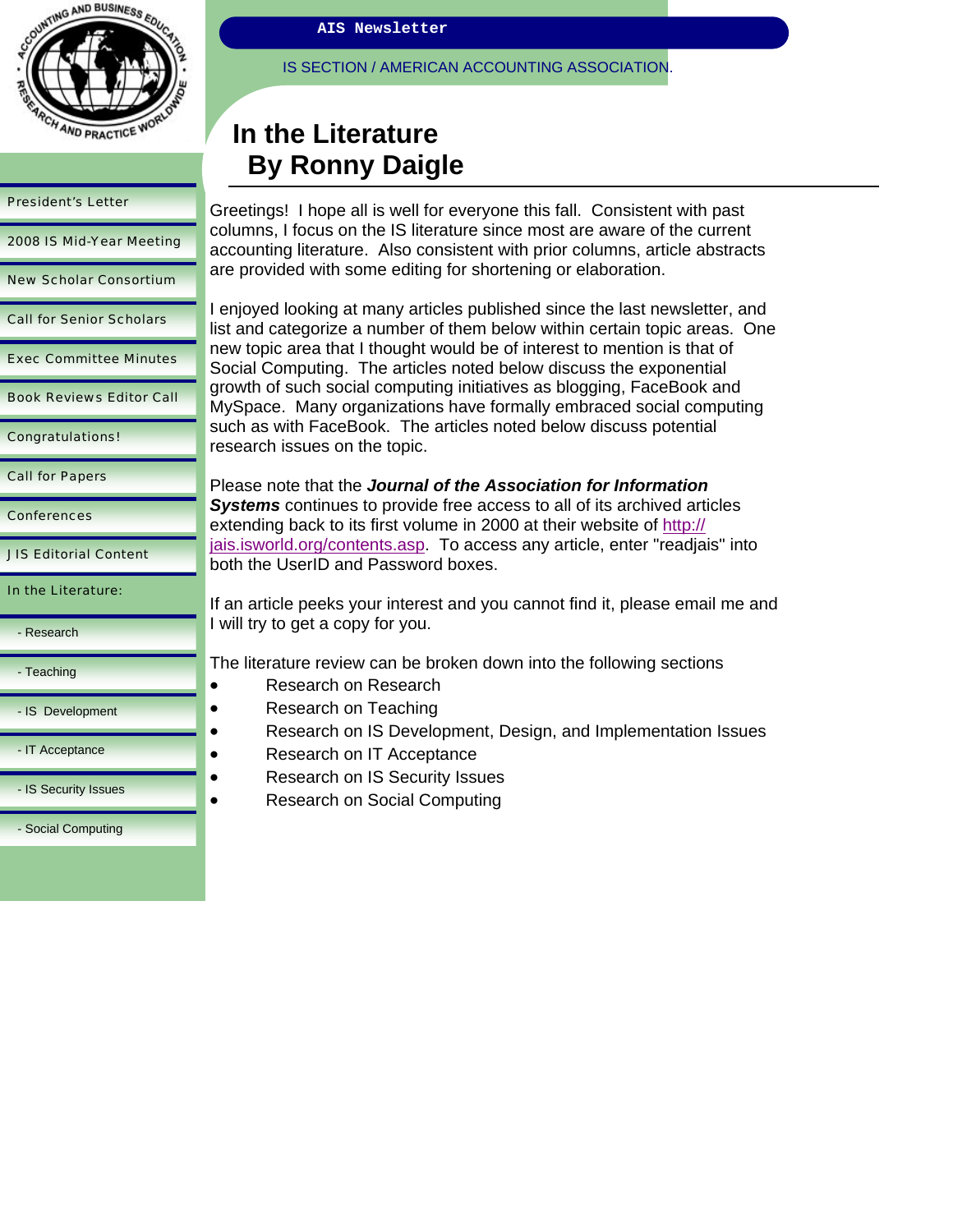# In the Literature

## By Ronny Daigle

Greetings! I hope all is well for everyone this fall. Consistent with past columns, I focus on the IS literature since most are aware of the current accounting literature. Also consistent with prior columns, article abstracts are provided with some editing for shortening or elaboration.

I enjoyed looking at many articles published since the last newsletter, and list and categorize a number of them below within certain topic areas. One new topic area that I thought would be of interest to mention is that of Social Computing. The articles noted below discuss the exponential growth of such social computing initiatives as blogging, FaceBook and MySpace. Many organizations have formally embraced social computing such as with FaceBook. The articles noted below discuss potential research issues on the topic.

Please note that the ***Journal of the Association for Information Systems*** continues to provide free access to all of its archived articles extending back to its first volume in 2000 at their website of http://jais.isworld.org/contents.asp. To access any article, enter "readjais" into both the UserID and Password boxes.

If an article peeks your interest and you cannot find it, please email me and I will try to get a copy for you.

The literature review can be broken down into the following sections

- Research on Research
- Research on Teaching
- Research on IS Development, Design, and Implementation Issues
- Research on IT Acceptance
- Research on IS Security Issues
- Research on Social Computing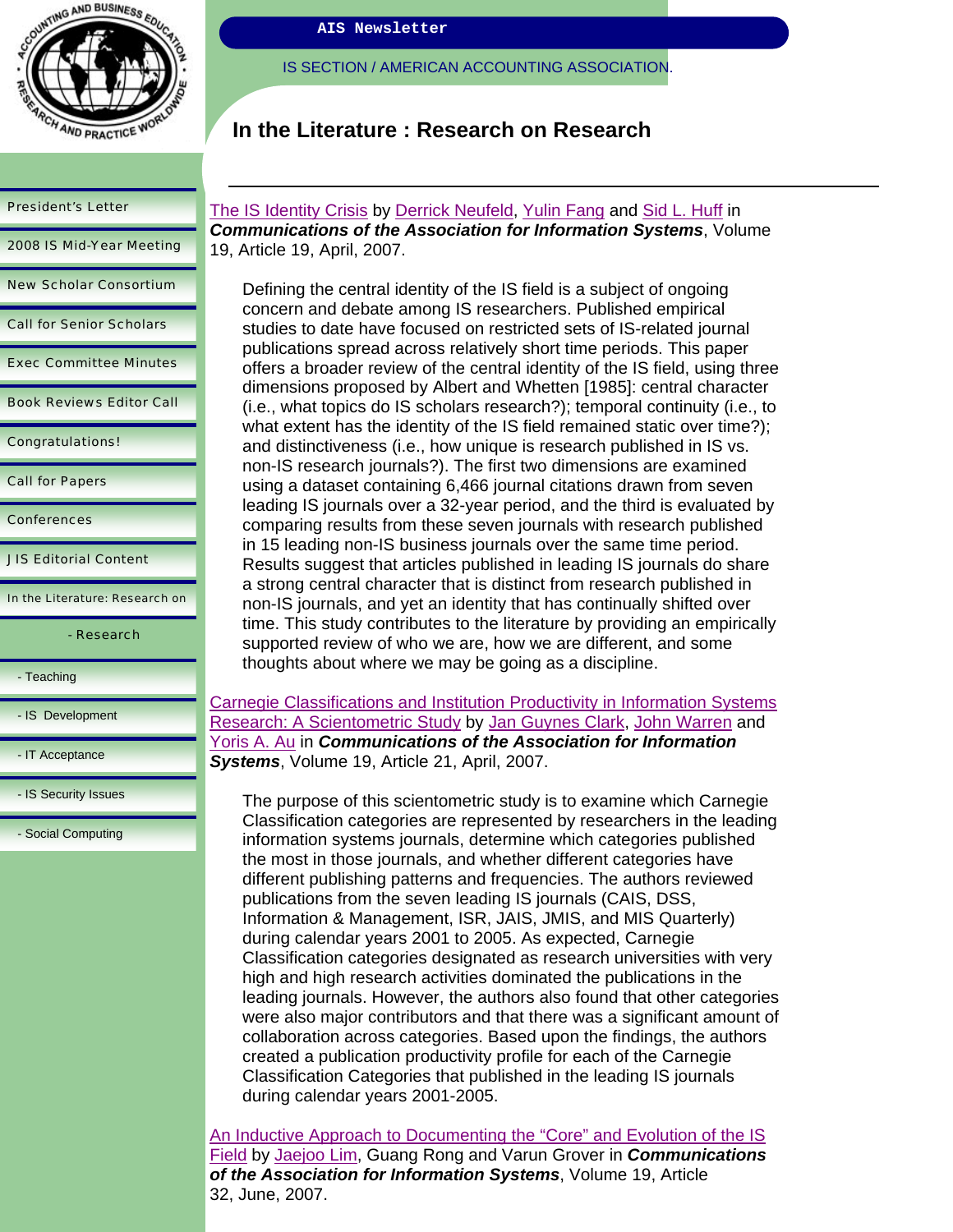AIS Newsletter

IS SECTION / AMERICAN ACCOUNTING ASSOCIATION.

# In the Literature : Research on Research

- President's Letter
- 2008 IS Mid-Year Meeting
- New Scholar Consortium
- Call for Senior Scholars
- Exec Committee Minutes
- Book Reviews Editor Call
- Congratulations!
- Call for Papers
- Conferences
- JIS Editorial Content
- In the Literature: Research on
  - Research
  - Teaching
  - IS Development
  - IT Acceptance
  - IS Security Issues
  - Social Computing

The IS Identity Crisis by Derrick Neufeld, Yulin Fang and Sid L. Huff in ***Communications of the Association for Information Systems***, Volume 19, Article 19, April, 2007.

> Defining the central identity of the IS field is a subject of ongoing concern and debate among IS researchers. Published empirical studies to date have focused on restricted sets of IS-related journal publications spread across relatively short time periods. This paper offers a broader review of the central identity of the IS field, using three dimensions proposed by Albert and Whetten [1985]: central character (i.e., what topics do IS scholars research?); temporal continuity (i.e., to what extent has the identity of the IS field remained static over time?); and distinctiveness (i.e., how unique is research published in IS vs. non-IS research journals?). The first two dimensions are examined using a dataset containing 6,466 journal citations drawn from seven leading IS journals over a 32-year period, and the third is evaluated by comparing results from these seven journals with research published in 15 leading non-IS business journals over the same time period. Results suggest that articles published in leading IS journals do share a strong central character that is distinct from research published in non-IS journals, and yet an identity that has continually shifted over time. This study contributes to the literature by providing an empirically supported review of who we are, how we are different, and some thoughts about where we may be going as a discipline.

Carnegie Classifications and Institution Productivity in Information Systems Research: A Scientometric Study by Jan Guynes Clark, John Warren and Yoris A. Au in ***Communications of the Association for Information Systems***, Volume 19, Article 21, April, 2007.

> The purpose of this scientometric study is to examine which Carnegie Classification categories are represented by researchers in the leading information systems journals, determine which categories published the most in those journals, and whether different categories have different publishing patterns and frequencies. The authors reviewed publications from the seven leading IS journals (CAIS, DSS, Information & Management, ISR, JAIS, JMIS, and MIS Quarterly) during calendar years 2001 to 2005. As expected, Carnegie Classification categories designated as research universities with very high and high research activities dominated the publications in the leading journals. However, the authors also found that other categories were also major contributors and that there was a significant amount of collaboration across categories. Based upon the findings, the authors created a publication productivity profile for each of the Carnegie Classification Categories that published in the leading IS journals during calendar years 2001-2005.

An Inductive Approach to Documenting the "Core" and Evolution of the IS Field by Jaejoo Lim, Guang Rong and Varun Grover in ***Communications of the Association for Information Systems***, Volume 19, Article 32, June, 2007.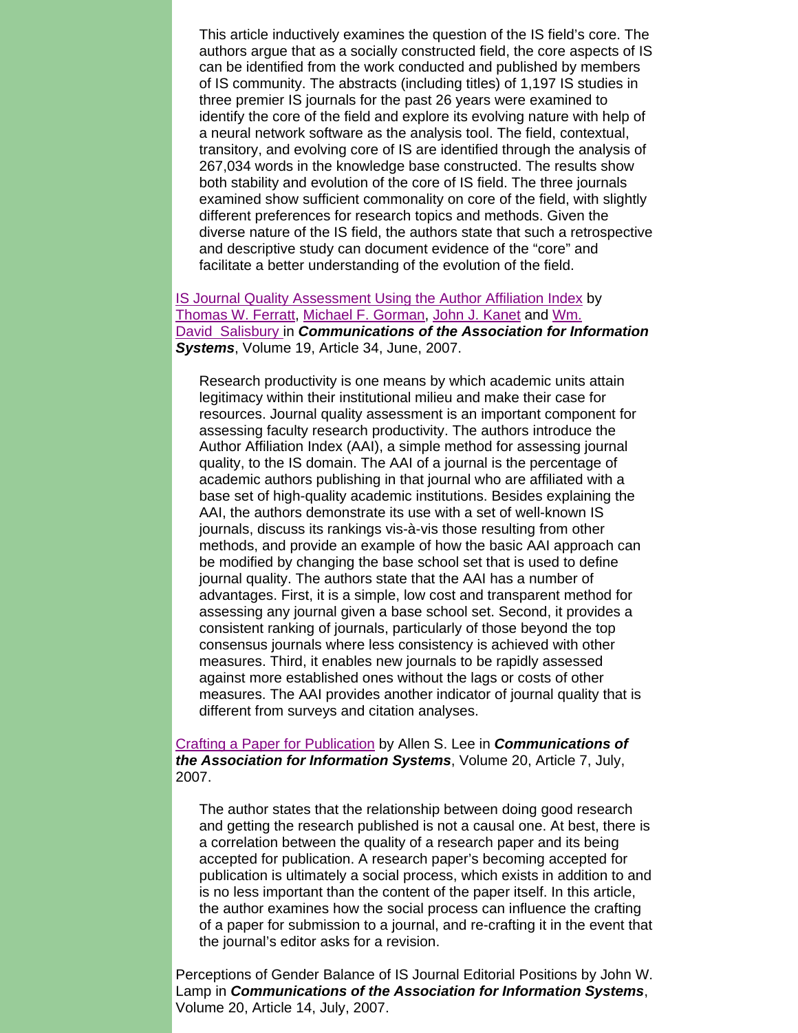This article inductively examines the question of the IS field's core. The authors argue that as a socially constructed field, the core aspects of IS can be identified from the work conducted and published by members of IS community. The abstracts (including titles) of 1,197 IS studies in three premier IS journals for the past 26 years were examined to identify the core of the field and explore its evolving nature with help of a neural network software as the analysis tool. The field, contextual, transitory, and evolving core of IS are identified through the analysis of 267,034 words in the knowledge base constructed. The results show both stability and evolution of the core of IS field. The three journals examined show sufficient commonality on core of the field, with slightly different preferences for research topics and methods. Given the diverse nature of the IS field, the authors state that such a retrospective and descriptive study can document evidence of the "core" and facilitate a better understanding of the evolution of the field.

IS Journal Quality Assessment Using the Author Affiliation Index by Thomas W. Ferratt, Michael F. Gorman, John J. Kanet and Wm. David Salisbury in ***Communications of the Association for Information Systems***, Volume 19, Article 34, June, 2007.

Research productivity is one means by which academic units attain legitimacy within their institutional milieu and make their case for resources. Journal quality assessment is an important component for assessing faculty research productivity. The authors introduce the Author Affiliation Index (AAI), a simple method for assessing journal quality, to the IS domain. The AAI of a journal is the percentage of academic authors publishing in that journal who are affiliated with a base set of high-quality academic institutions. Besides explaining the AAI, the authors demonstrate its use with a set of well-known IS journals, discuss its rankings vis-à-vis those resulting from other methods, and provide an example of how the basic AAI approach can be modified by changing the base school set that is used to define journal quality. The authors state that the AAI has a number of advantages. First, it is a simple, low cost and transparent method for assessing any journal given a base school set. Second, it provides a consistent ranking of journals, particularly of those beyond the top consensus journals where less consistency is achieved with other measures. Third, it enables new journals to be rapidly assessed against more established ones without the lags or costs of other measures. The AAI provides another indicator of journal quality that is different from surveys and citation analyses.

Crafting a Paper for Publication by Allen S. Lee in ***Communications of the Association for Information Systems***, Volume 20, Article 7, July, 2007.

The author states that the relationship between doing good research and getting the research published is not a causal one. At best, there is a correlation between the quality of a research paper and its being accepted for publication. A research paper's becoming accepted for publication is ultimately a social process, which exists in addition to and is no less important than the content of the paper itself. In this article, the author examines how the social process can influence the crafting of a paper for submission to a journal, and re-crafting it in the event that the journal's editor asks for a revision.

Perceptions of Gender Balance of IS Journal Editorial Positions by John W. Lamp in ***Communications of the Association for Information Systems***, Volume 20, Article 14, July, 2007.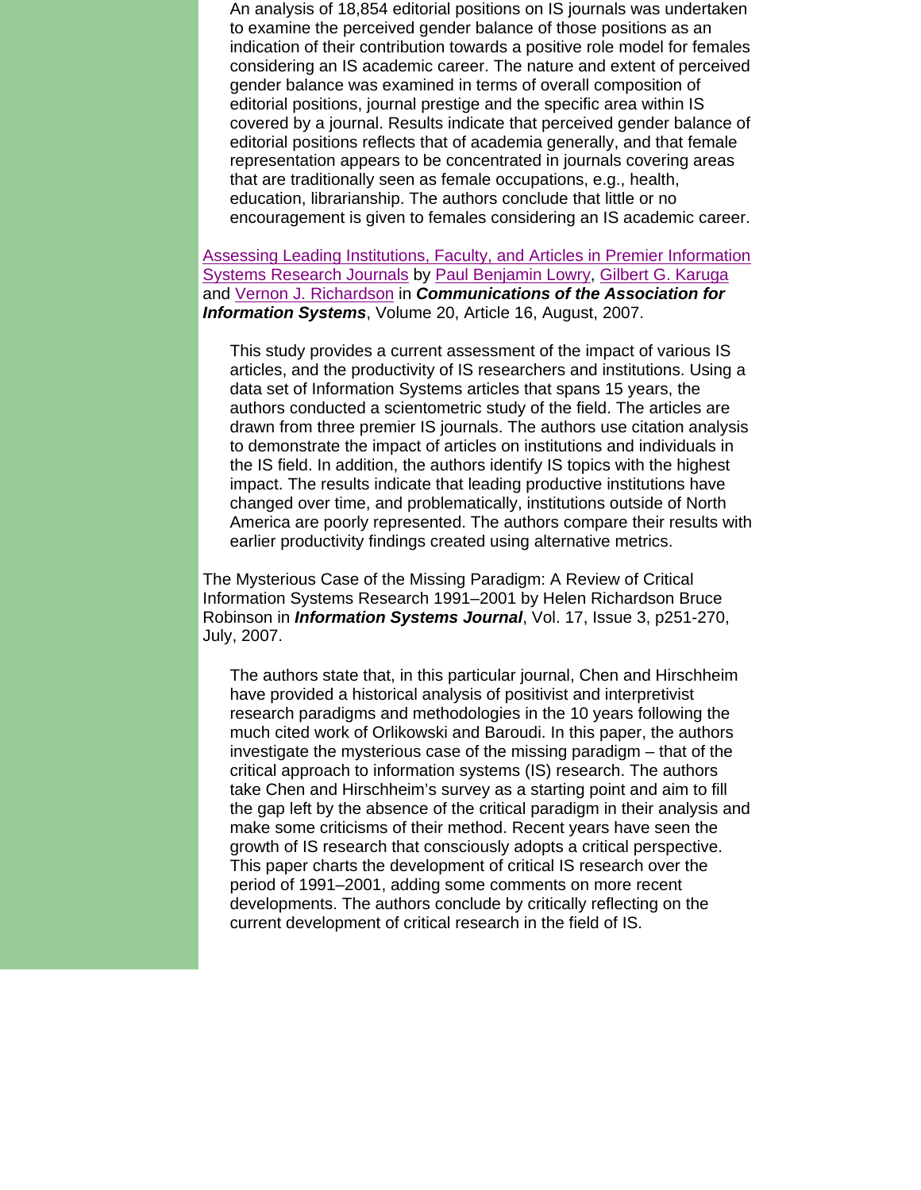An analysis of 18,854 editorial positions on IS journals was undertaken to examine the perceived gender balance of those positions as an indication of their contribution towards a positive role model for females considering an IS academic career. The nature and extent of perceived gender balance was examined in terms of overall composition of editorial positions, journal prestige and the specific area within IS covered by a journal. Results indicate that perceived gender balance of editorial positions reflects that of academia generally, and that female representation appears to be concentrated in journals covering areas that are traditionally seen as female occupations, e.g., health, education, librarianship. The authors conclude that little or no encouragement is given to females considering an IS academic career.

Assessing Leading Institutions, Faculty, and Articles in Premier Information Systems Research Journals by Paul Benjamin Lowry, Gilbert G. Karuga and Vernon J. Richardson in ***Communications of the Association for Information Systems***, Volume 20, Article 16, August, 2007.

This study provides a current assessment of the impact of various IS articles, and the productivity of IS researchers and institutions. Using a data set of Information Systems articles that spans 15 years, the authors conducted a scientometric study of the field. The articles are drawn from three premier IS journals. The authors use citation analysis to demonstrate the impact of articles on institutions and individuals in the IS field. In addition, the authors identify IS topics with the highest impact. The results indicate that leading productive institutions have changed over time, and problematically, institutions outside of North America are poorly represented. The authors compare their results with earlier productivity findings created using alternative metrics.

The Mysterious Case of the Missing Paradigm: A Review of Critical Information Systems Research 1991–2001 by Helen Richardson Bruce Robinson in ***Information Systems Journal***, Vol. 17, Issue 3, p251-270, July, 2007.

The authors state that, in this particular journal, Chen and Hirschheim have provided a historical analysis of positivist and interpretivist research paradigms and methodologies in the 10 years following the much cited work of Orlikowski and Baroudi. In this paper, the authors investigate the mysterious case of the missing paradigm – that of the critical approach to information systems (IS) research. The authors take Chen and Hirschheim's survey as a starting point and aim to fill the gap left by the absence of the critical paradigm in their analysis and make some criticisms of their method. Recent years have seen the growth of IS research that consciously adopts a critical perspective. This paper charts the development of critical IS research over the period of 1991–2001, adding some comments on more recent developments. The authors conclude by critically reflecting on the current development of critical research in the field of IS.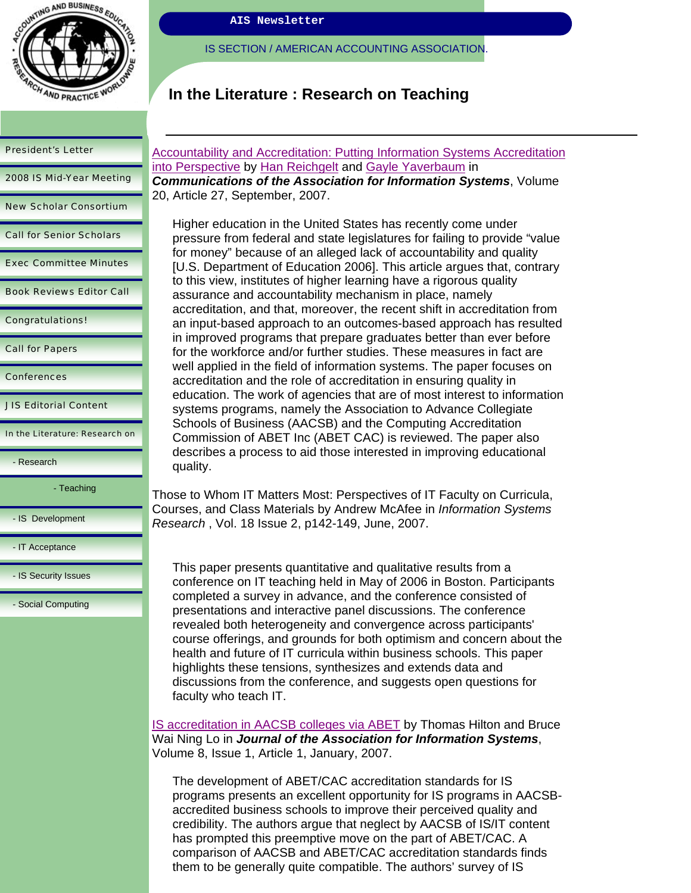# In the Literature : Research on Teaching

Accountability and Accreditation: Putting Information Systems Accreditation into Perspective by Han Reichgelt and Gayle Yaverbaum in ***Communications of the Association for Information Systems***, Volume 20, Article 27, September, 2007.

> Higher education in the United States has recently come under pressure from federal and state legislatures for failing to provide “value for money” because of an alleged lack of accountability and quality [U.S. Department of Education 2006]. This article argues that, contrary to this view, institutes of higher learning have a rigorous quality assurance and accountability mechanism in place, namely accreditation, and that, moreover, the recent shift in accreditation from an input-based approach to an outcomes-based approach has resulted in improved programs that prepare graduates better than ever before for the workforce and/or further studies. These measures in fact are well applied in the field of information systems. The paper focuses on accreditation and the role of accreditation in ensuring quality in education. The work of agencies that are of most interest to information systems programs, namely the Association to Advance Collegiate Schools of Business (AACSB) and the Computing Accreditation Commission of ABET Inc (ABET CAC) is reviewed. The paper also describes a process to aid those interested in improving educational quality.

Those to Whom IT Matters Most: Perspectives of IT Faculty on Curricula, Courses, and Class Materials by Andrew McAfee in *Information Systems Research* , Vol. 18 Issue 2, p142-149, June, 2007.

> This paper presents quantitative and qualitative results from a conference on IT teaching held in May of 2006 in Boston. Participants completed a survey in advance, and the conference consisted of presentations and interactive panel discussions. The conference revealed both heterogeneity and convergence across participants' course offerings, and grounds for both optimism and concern about the health and future of IT curricula within business schools. This paper highlights these tensions, synthesizes and extends data and discussions from the conference, and suggests open questions for faculty who teach IT.

IS accreditation in AACSB colleges via ABET by Thomas Hilton and Bruce Wai Ning Lo in ***Journal of the Association for Information Systems***, Volume 8, Issue 1, Article 1, January, 2007.

> The development of ABET/CAC accreditation standards for IS programs presents an excellent opportunity for IS programs in AACSB-accredited business schools to improve their perceived quality and credibility. The authors argue that neglect by AACSB of IS/IT content has prompted this preemptive move on the part of ABET/CAC. A comparison of AACSB and ABET/CAC accreditation standards finds them to be generally quite compatible. The authors' survey of IS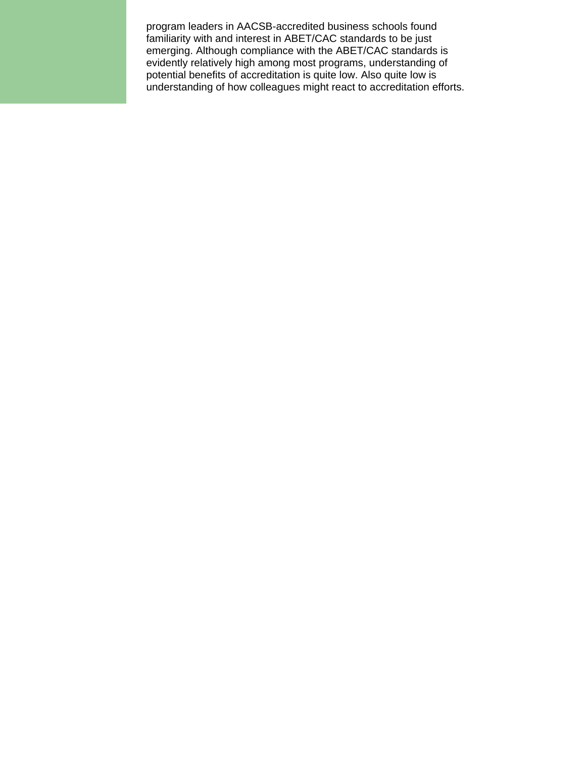program leaders in AACSB-accredited business schools found familiarity with and interest in ABET/CAC standards to be just emerging. Although compliance with the ABET/CAC standards is evidently relatively high among most programs, understanding of potential benefits of accreditation is quite low. Also quite low is understanding of how colleagues might react to accreditation efforts.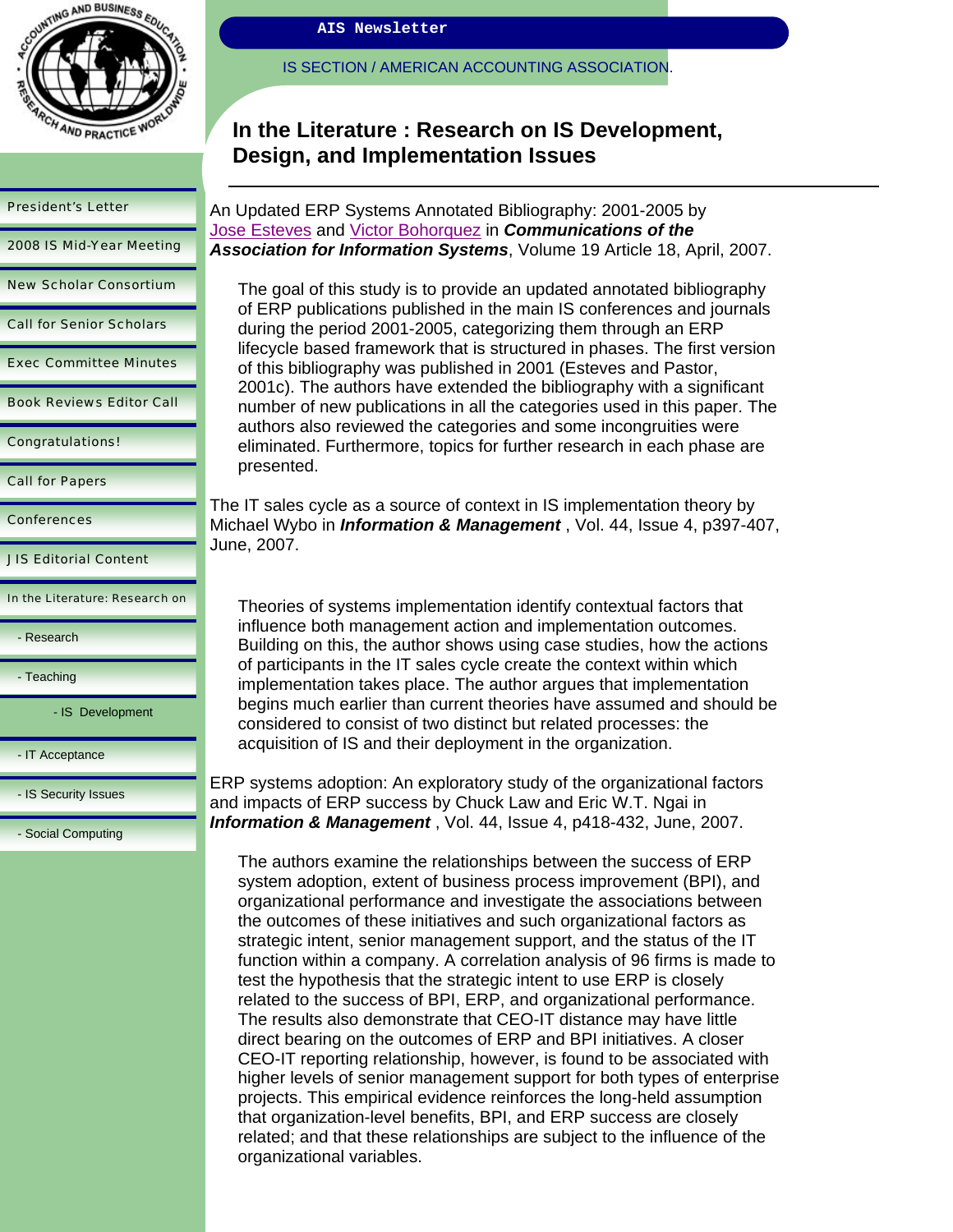# In the Literature : Research on IS Development, Design, and Implementation Issues

An Updated ERP Systems Annotated Bibliography: 2001-2005 by Jose Esteves and Victor Bohorquez in ***Communications of the Association for Information Systems***, Volume 19 Article 18, April, 2007.

> The goal of this study is to provide an updated annotated bibliography of ERP publications published in the main IS conferences and journals during the period 2001-2005, categorizing them through an ERP lifecycle based framework that is structured in phases. The first version of this bibliography was published in 2001 (Esteves and Pastor, 2001c). The authors have extended the bibliography with a significant number of new publications in all the categories used in this paper. The authors also reviewed the categories and some incongruities were eliminated. Furthermore, topics for further research in each phase are presented.

The IT sales cycle as a source of context in IS implementation theory by Michael Wybo in ***Information & Management*** , Vol. 44, Issue 4, p397-407, June, 2007.

> Theories of systems implementation identify contextual factors that influence both management action and implementation outcomes. Building on this, the author shows using case studies, how the actions of participants in the IT sales cycle create the context within which implementation takes place. The author argues that implementation begins much earlier than current theories have assumed and should be considered to consist of two distinct but related processes: the acquisition of IS and their deployment in the organization.

ERP systems adoption: An exploratory study of the organizational factors and impacts of ERP success by Chuck Law and Eric W.T. Ngai in ***Information & Management*** , Vol. 44, Issue 4, p418-432, June, 2007.

> The authors examine the relationships between the success of ERP system adoption, extent of business process improvement (BPI), and organizational performance and investigate the associations between the outcomes of these initiatives and such organizational factors as strategic intent, senior management support, and the status of the IT function within a company. A correlation analysis of 96 firms is made to test the hypothesis that the strategic intent to use ERP is closely related to the success of BPI, ERP, and organizational performance. The results also demonstrate that CEO-IT distance may have little direct bearing on the outcomes of ERP and BPI initiatives. A closer CEO-IT reporting relationship, however, is found to be associated with higher levels of senior management support for both types of enterprise projects. This empirical evidence reinforces the long-held assumption that organization-level benefits, BPI, and ERP success are closely related; and that these relationships are subject to the influence of the organizational variables.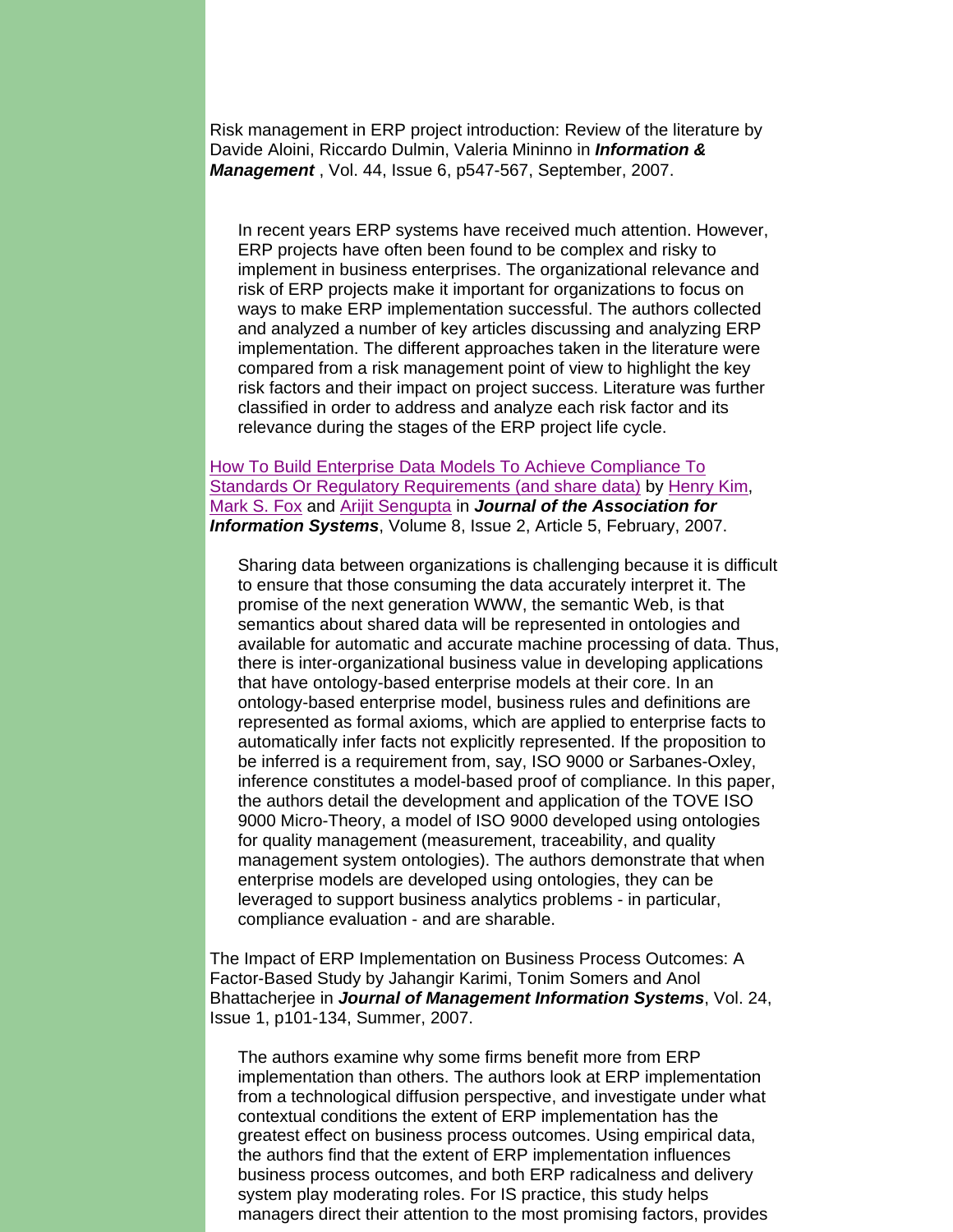Risk management in ERP project introduction: Review of the literature by Davide Aloini, Riccardo Dulmin, Valeria Mininno in ***Information & Management*** , Vol. 44, Issue 6, p547-567, September, 2007.

> In recent years ERP systems have received much attention. However, ERP projects have often been found to be complex and risky to implement in business enterprises. The organizational relevance and risk of ERP projects make it important for organizations to focus on ways to make ERP implementation successful. The authors collected and analyzed a number of key articles discussing and analyzing ERP implementation. The different approaches taken in the literature were compared from a risk management point of view to highlight the key risk factors and their impact on project success. Literature was further classified in order to address and analyze each risk factor and its relevance during the stages of the ERP project life cycle.

How To Build Enterprise Data Models To Achieve Compliance To Standards Or Regulatory Requirements (and share data) by Henry Kim, Mark S. Fox and Arijit Sengupta in ***Journal of the Association for Information Systems***, Volume 8, Issue 2, Article 5, February, 2007.

> Sharing data between organizations is challenging because it is difficult to ensure that those consuming the data accurately interpret it. The promise of the next generation WWW, the semantic Web, is that semantics about shared data will be represented in ontologies and available for automatic and accurate machine processing of data. Thus, there is inter-organizational business value in developing applications that have ontology-based enterprise models at their core. In an ontology-based enterprise model, business rules and definitions are represented as formal axioms, which are applied to enterprise facts to automatically infer facts not explicitly represented. If the proposition to be inferred is a requirement from, say, ISO 9000 or Sarbanes-Oxley, inference constitutes a model-based proof of compliance. In this paper, the authors detail the development and application of the TOVE ISO 9000 Micro-Theory, a model of ISO 9000 developed using ontologies for quality management (measurement, traceability, and quality management system ontologies). The authors demonstrate that when enterprise models are developed using ontologies, they can be leveraged to support business analytics problems - in particular, compliance evaluation - and are sharable.

The Impact of ERP Implementation on Business Process Outcomes: A Factor-Based Study by Jahangir Karimi, Tonim Somers and Anol Bhattacherjee in ***Journal of Management Information Systems***, Vol. 24, Issue 1, p101-134, Summer, 2007.

> The authors examine why some firms benefit more from ERP implementation than others. The authors look at ERP implementation from a technological diffusion perspective, and investigate under what contextual conditions the extent of ERP implementation has the greatest effect on business process outcomes. Using empirical data, the authors find that the extent of ERP implementation influences business process outcomes, and both ERP radicalness and delivery system play moderating roles. For IS practice, this study helps managers direct their attention to the most promising factors, provides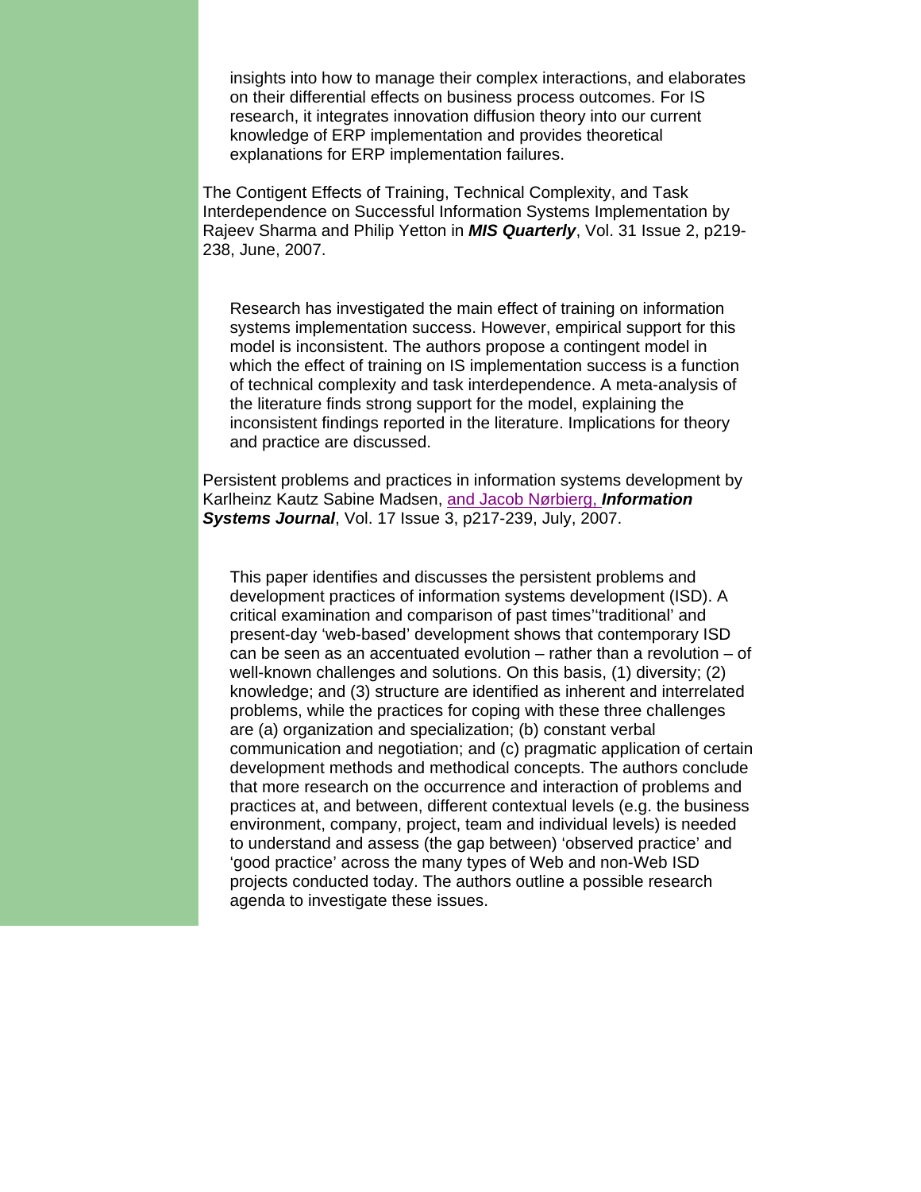insights into how to manage their complex interactions, and elaborates on their differential effects on business process outcomes. For IS research, it integrates innovation diffusion theory into our current knowledge of ERP implementation and provides theoretical explanations for ERP implementation failures.

The Contigent Effects of Training, Technical Complexity, and Task Interdependence on Successful Information Systems Implementation by Rajeev Sharma and Philip Yetton in ***MIS Quarterly***, Vol. 31 Issue 2, p219-238, June, 2007.

Research has investigated the main effect of training on information systems implementation success. However, empirical support for this model is inconsistent. The authors propose a contingent model in which the effect of training on IS implementation success is a function of technical complexity and task interdependence. A meta-analysis of the literature finds strong support for the model, explaining the inconsistent findings reported in the literature. Implications for theory and practice are discussed.

Persistent problems and practices in information systems development by Karlheinz Kautz Sabine Madsen, and Jacob Nørbjerg, ***Information Systems Journal***, Vol. 17 Issue 3, p217-239, July, 2007.

This paper identifies and discusses the persistent problems and development practices of information systems development (ISD). A critical examination and comparison of past times'‘traditional’ and present-day ‘web-based’ development shows that contemporary ISD can be seen as an accentuated evolution – rather than a revolution – of well-known challenges and solutions. On this basis, (1) diversity; (2) knowledge; and (3) structure are identified as inherent and interrelated problems, while the practices for coping with these three challenges are (a) organization and specialization; (b) constant verbal communication and negotiation; and (c) pragmatic application of certain development methods and methodical concepts. The authors conclude that more research on the occurrence and interaction of problems and practices at, and between, different contextual levels (e.g. the business environment, company, project, team and individual levels) is needed to understand and assess (the gap between) ‘observed practice’ and ‘good practice’ across the many types of Web and non-Web ISD projects conducted today. The authors outline a possible research agenda to investigate these issues.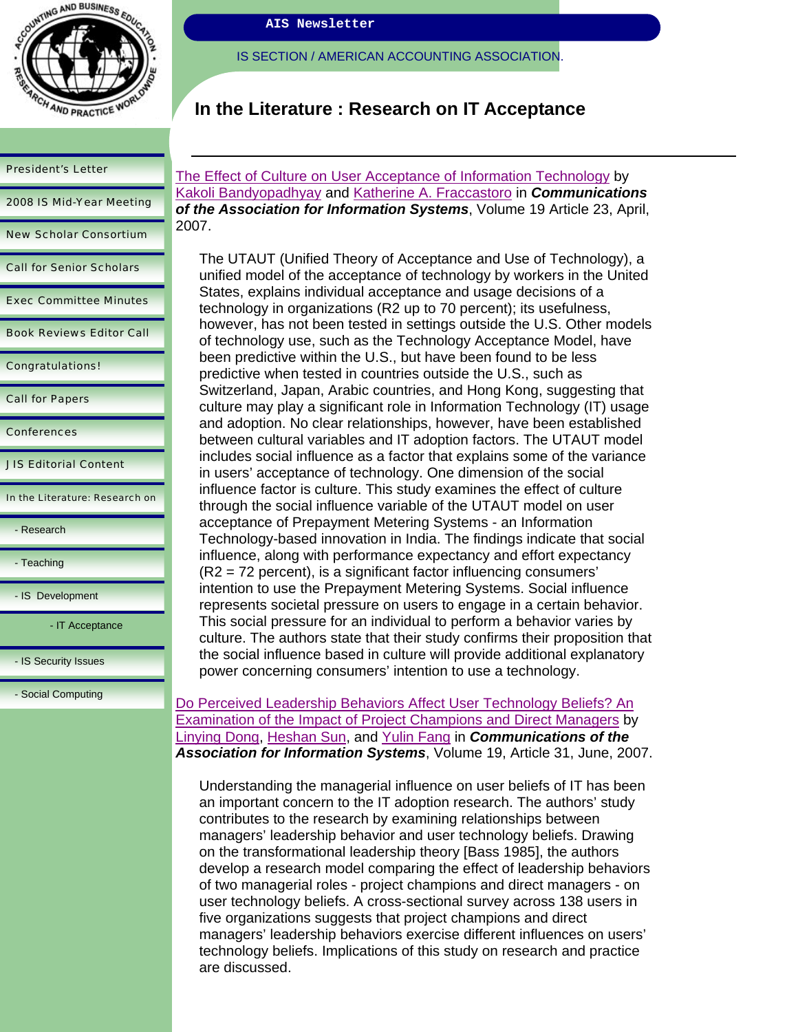# In the Literature : Research on IT Acceptance

The Effect of Culture on User Acceptance of Information Technology by Kakoli Bandyopadhyay and Katherine A. Fraccastoro in ***Communications of the Association for Information Systems***, Volume 19 Article 23, April, 2007.

> The UTAUT (Unified Theory of Acceptance and Use of Technology), a unified model of the acceptance of technology by workers in the United States, explains individual acceptance and usage decisions of a technology in organizations ($R^2$ up to 70 percent); its usefulness, however, has not been tested in settings outside the U.S. Other models of technology use, such as the Technology Acceptance Model, have been predictive within the U.S., but have been found to be less predictive when tested in countries outside the U.S., such as Switzerland, Japan, Arabic countries, and Hong Kong, suggesting that culture may play a significant role in Information Technology (IT) usage and adoption. No clear relationships, however, have been established between cultural variables and IT adoption factors. The UTAUT model includes social influence as a factor that explains some of the variance in users' acceptance of technology. One dimension of the social influence factor is culture. This study examines the effect of culture through the social influence variable of the UTAUT model on user acceptance of Prepayment Metering Systems - an Information Technology-based innovation in India. The findings indicate that social influence, along with performance expectancy and effort expectancy ($R^2$ = 72 percent), is a significant factor influencing consumers' intention to use the Prepayment Metering Systems. Social influence represents societal pressure on users to engage in a certain behavior. This social pressure for an individual to perform a behavior varies by culture. The authors state that their study confirms their proposition that the social influence based in culture will provide additional explanatory power concerning consumers' intention to use a technology.

Do Perceived Leadership Behaviors Affect User Technology Beliefs? An Examination of the Impact of Project Champions and Direct Managers by Linying Dong, Heshan Sun, and Yulin Fang in ***Communications of the Association for Information Systems***, Volume 19, Article 31, June, 2007.

> Understanding the managerial influence on user beliefs of IT has been an important concern to the IT adoption research. The authors' study contributes to the research by examining relationships between managers' leadership behavior and user technology beliefs. Drawing on the transformational leadership theory [Bass 1985], the authors develop a research model comparing the effect of leadership behaviors of two managerial roles - project champions and direct managers - on user technology beliefs. A cross-sectional survey across 138 users in five organizations suggests that project champions and direct managers' leadership behaviors exercise different influences on users' technology beliefs. Implications of this study on research and practice are discussed.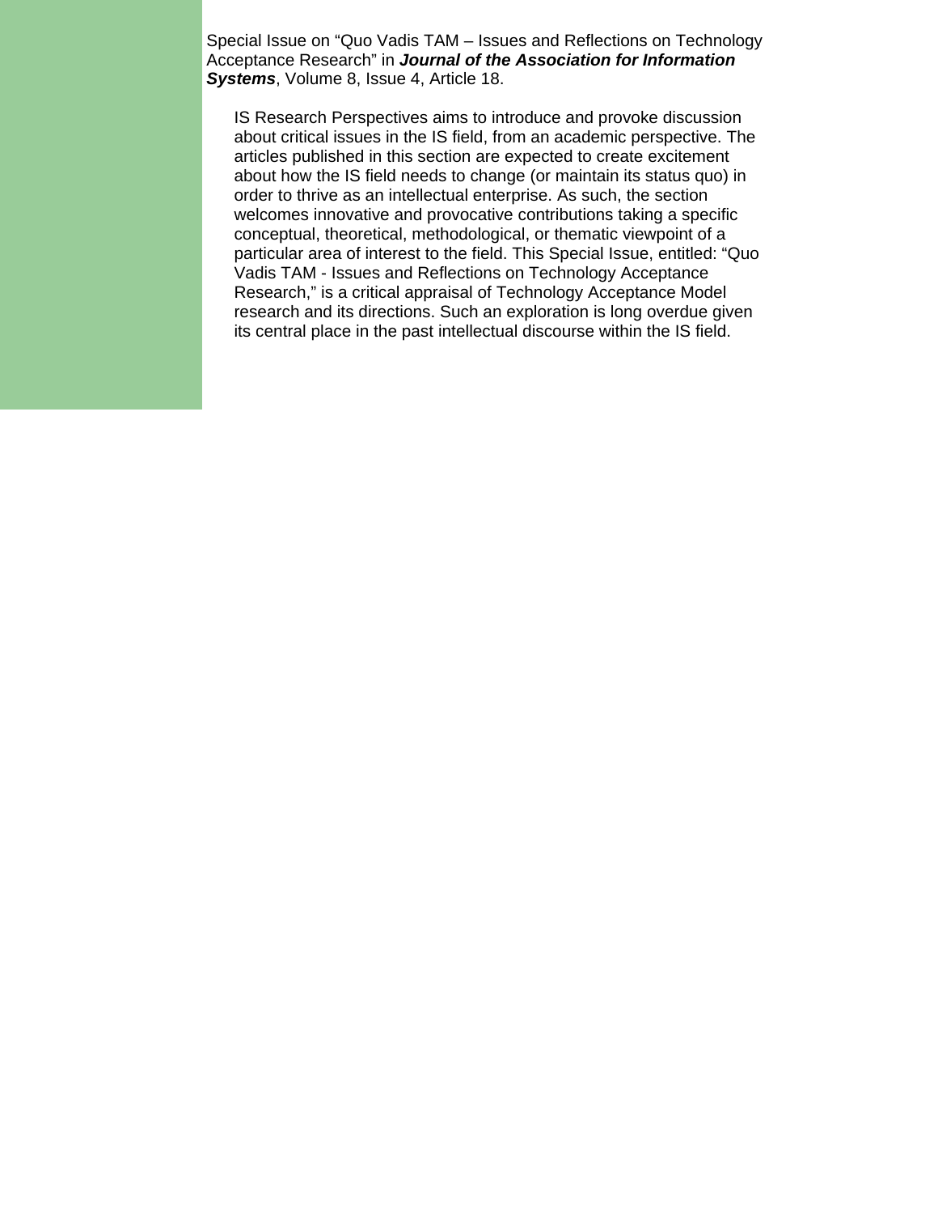Special Issue on “Quo Vadis TAM – Issues and Reflections on Technology Acceptance Research” in ***Journal of the Association for Information Systems***, Volume 8, Issue 4, Article 18.

IS Research Perspectives aims to introduce and provoke discussion about critical issues in the IS field, from an academic perspective. The articles published in this section are expected to create excitement about how the IS field needs to change (or maintain its status quo) in order to thrive as an intellectual enterprise. As such, the section welcomes innovative and provocative contributions taking a specific conceptual, theoretical, methodological, or thematic viewpoint of a particular area of interest to the field. This Special Issue, entitled: “Quo Vadis TAM - Issues and Reflections on Technology Acceptance Research,” is a critical appraisal of Technology Acceptance Model research and its directions. Such an exploration is long overdue given its central place in the past intellectual discourse within the IS field.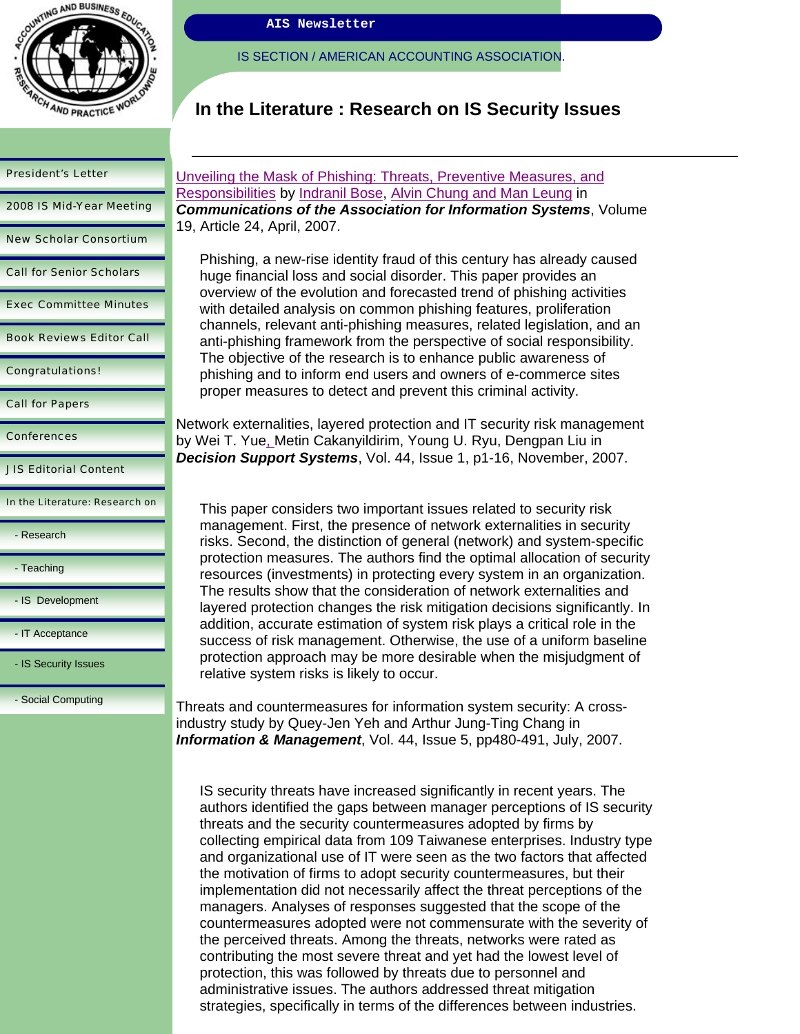# In the Literature : Research on IS Security Issues

Unveiling the Mask of Phishing: Threats, Preventive Measures, and Responsibilities by Indranil Bose, Alvin Chung and Man Leung in ***Communications of the Association for Information Systems***, Volume 19, Article 24, April, 2007.

> Phishing, a new-rise identity fraud of this century has already caused huge financial loss and social disorder. This paper provides an overview of the evolution and forecasted trend of phishing activities with detailed analysis on common phishing features, proliferation channels, relevant anti-phishing measures, related legislation, and an anti-phishing framework from the perspective of social responsibility. The objective of the research is to enhance public awareness of phishing and to inform end users and owners of e-commerce sites proper measures to detect and prevent this criminal activity.

Network externalities, layered protection and IT security risk management by Wei T. Yue, Metin Cakanyildirim, Young U. Ryu, Dengpan Liu in ***Decision Support Systems***, Vol. 44, Issue 1, p1-16, November, 2007.

> This paper considers two important issues related to security risk management. First, the presence of network externalities in security risks. Second, the distinction of general (network) and system-specific protection measures. The authors find the optimal allocation of security resources (investments) in protecting every system in an organization. The results show that the consideration of network externalities and layered protection changes the risk mitigation decisions significantly. In addition, accurate estimation of system risk plays a critical role in the success of risk management. Otherwise, the use of a uniform baseline protection approach may be more desirable when the misjudgment of relative system risks is likely to occur.

Threats and countermeasures for information system security: A cross-industry study by Quey-Jen Yeh and Arthur Jung-Ting Chang in ***Information & Management***, Vol. 44, Issue 5, pp480-491, July, 2007.

> IS security threats have increased significantly in recent years. The authors identified the gaps between manager perceptions of IS security threats and the security countermeasures adopted by firms by collecting empirical data from 109 Taiwanese enterprises. Industry type and organizational use of IT were seen as the two factors that affected the motivation of firms to adopt security countermeasures, but their implementation did not necessarily affect the threat perceptions of the managers. Analyses of responses suggested that the scope of the countermeasures adopted were not commensurate with the severity of the perceived threats. Among the threats, networks were rated as contributing the most severe threat and yet had the lowest level of protection, this was followed by threats due to personnel and administrative issues. The authors addressed threat mitigation strategies, specifically in terms of the differences between industries.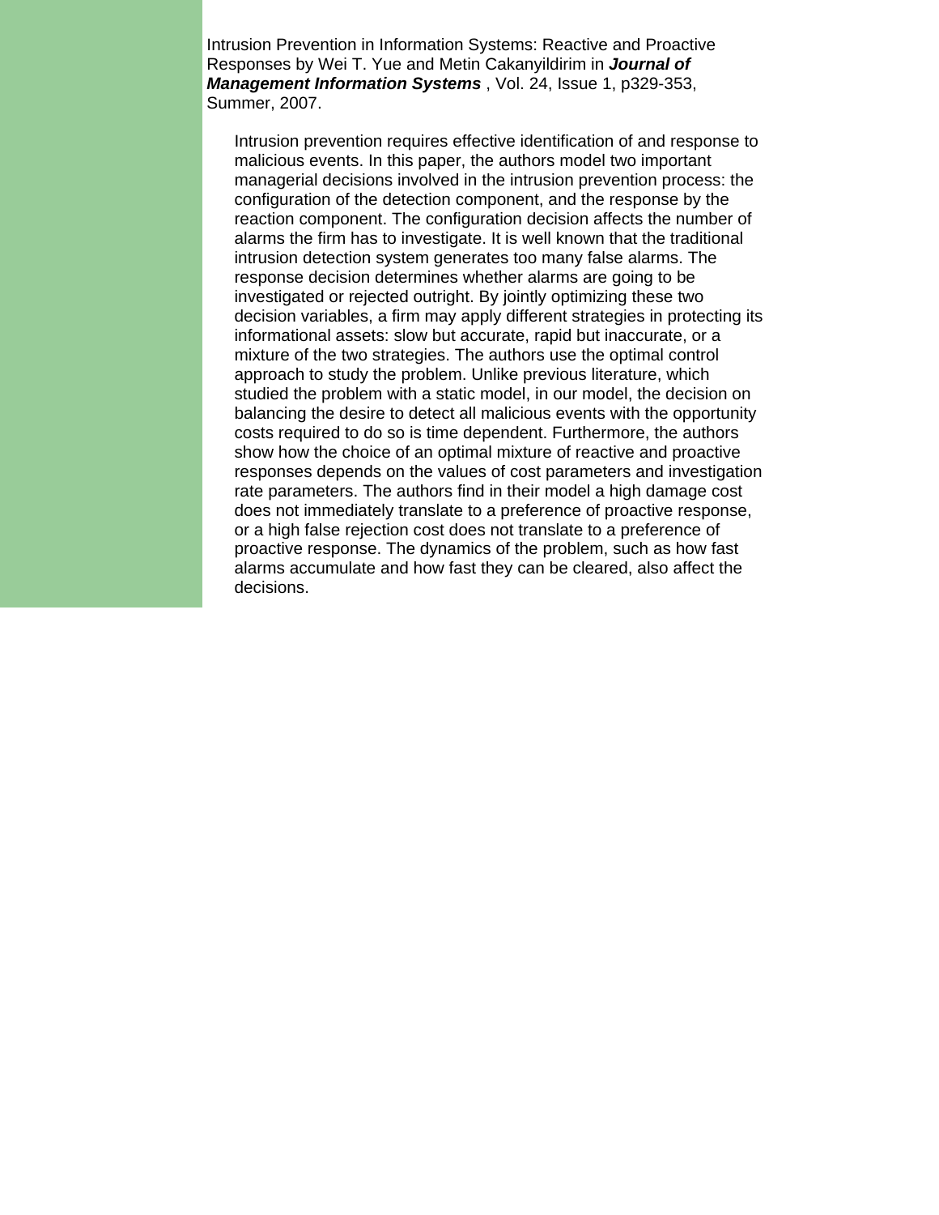Intrusion Prevention in Information Systems: Reactive and Proactive Responses by Wei T. Yue and Metin Cakanyildirim in ***Journal of Management Information Systems*** , Vol. 24, Issue 1, p329-353, Summer, 2007.

> Intrusion prevention requires effective identification of and response to malicious events. In this paper, the authors model two important managerial decisions involved in the intrusion prevention process: the configuration of the detection component, and the response by the reaction component. The configuration decision affects the number of alarms the firm has to investigate. It is well known that the traditional intrusion detection system generates too many false alarms. The response decision determines whether alarms are going to be investigated or rejected outright. By jointly optimizing these two decision variables, a firm may apply different strategies in protecting its informational assets: slow but accurate, rapid but inaccurate, or a mixture of the two strategies. The authors use the optimal control approach to study the problem. Unlike previous literature, which studied the problem with a static model, in our model, the decision on balancing the desire to detect all malicious events with the opportunity costs required to do so is time dependent. Furthermore, the authors show how the choice of an optimal mixture of reactive and proactive responses depends on the values of cost parameters and investigation rate parameters. The authors find in their model a high damage cost does not immediately translate to a preference of proactive response, or a high false rejection cost does not translate to a preference of proactive response. The dynamics of the problem, such as how fast alarms accumulate and how fast they can be cleared, also affect the decisions.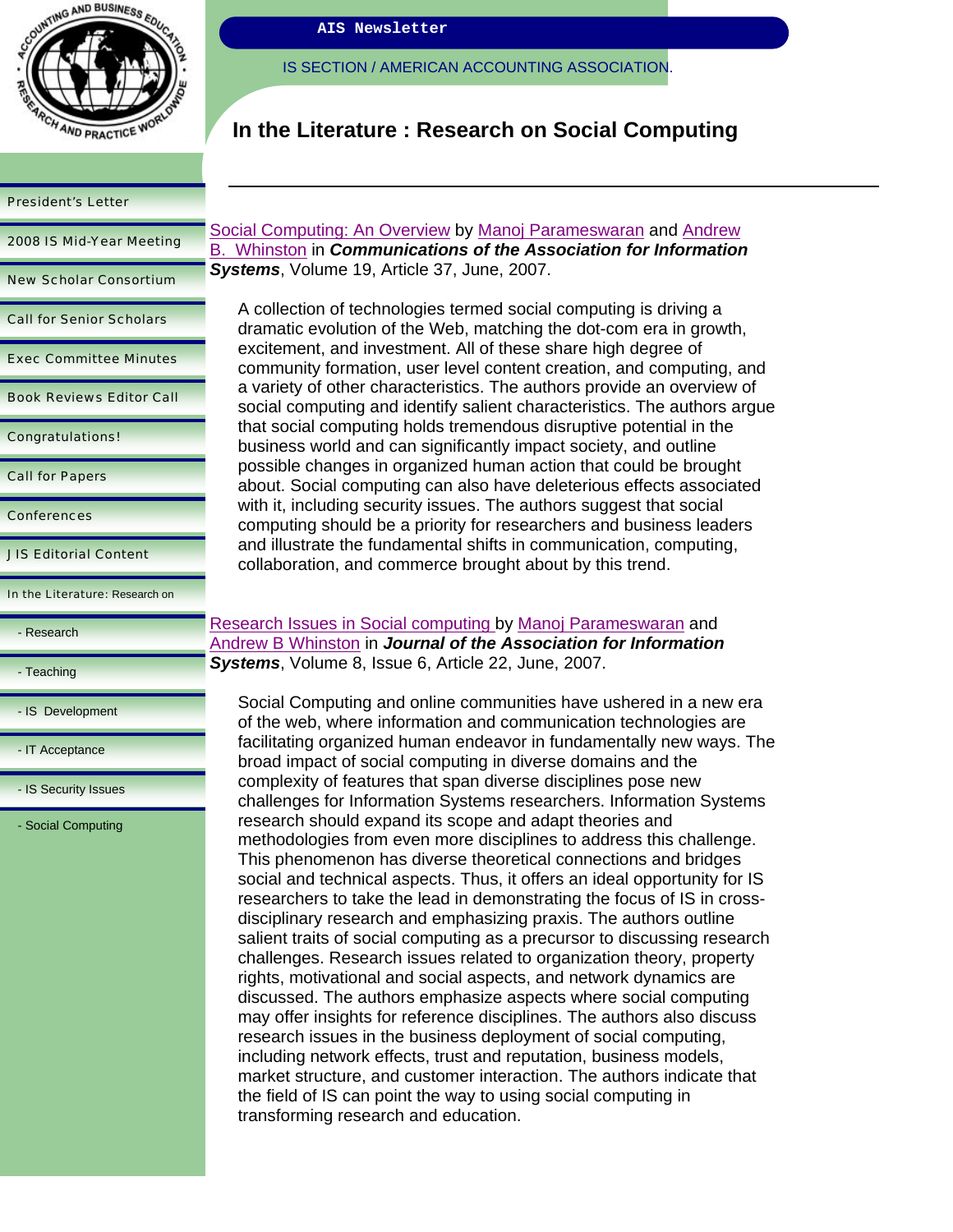AIS Newsletter

IS SECTION / AMERICAN ACCOUNTING ASSOCIATION.

# In the Literature : Research on Social Computing

- President's Letter
- 2008 IS Mid-Year Meeting
- New Scholar Consortium
- Call for Senior Scholars
- Exec Committee Minutes
- Book Reviews Editor Call
- Congratulations!
- Call for Papers
- Conferences
- JIS Editorial Content
- In the Literature: Research on
  - Research
  - Teaching
  - IS Development
  - IT Acceptance
  - IS Security Issues
  - Social Computing

Social Computing: An Overview by Manoj Parameswaran and Andrew B. Whinston in ***Communications of the Association for Information Systems***, Volume 19, Article 37, June, 2007.

A collection of technologies termed social computing is driving a dramatic evolution of the Web, matching the dot-com era in growth, excitement, and investment. All of these share high degree of community formation, user level content creation, and computing, and a variety of other characteristics. The authors provide an overview of social computing and identify salient characteristics. The authors argue that social computing holds tremendous disruptive potential in the business world and can significantly impact society, and outline possible changes in organized human action that could be brought about. Social computing can also have deleterious effects associated with it, including security issues. The authors suggest that social computing should be a priority for researchers and business leaders and illustrate the fundamental shifts in communication, computing, collaboration, and commerce brought about by this trend.

Research Issues in Social computing by Manoj Parameswaran and Andrew B Whinston in ***Journal of the Association for Information Systems***, Volume 8, Issue 6, Article 22, June, 2007.

Social Computing and online communities have ushered in a new era of the web, where information and communication technologies are facilitating organized human endeavor in fundamentally new ways. The broad impact of social computing in diverse domains and the complexity of features that span diverse disciplines pose new challenges for Information Systems researchers. Information Systems research should expand its scope and adapt theories and methodologies from even more disciplines to address this challenge. This phenomenon has diverse theoretical connections and bridges social and technical aspects. Thus, it offers an ideal opportunity for IS researchers to take the lead in demonstrating the focus of IS in cross-disciplinary research and emphasizing praxis. The authors outline salient traits of social computing as a precursor to discussing research challenges. Research issues related to organization theory, property rights, motivational and social aspects, and network dynamics are discussed. The authors emphasize aspects where social computing may offer insights for reference disciplines. The authors also discuss research issues in the business deployment of social computing, including network effects, trust and reputation, business models, market structure, and customer interaction. The authors indicate that the field of IS can point the way to using social computing in transforming research and education.